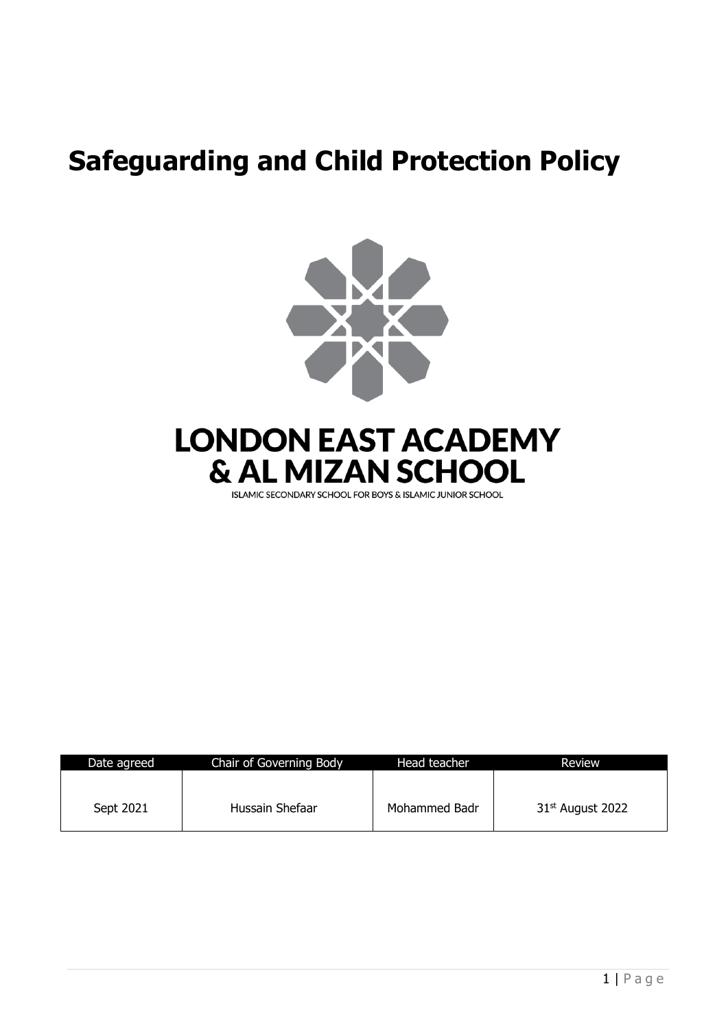# Safeguarding and Child Protection Policy

**LONDON EAST ACADEMY & AL MIZAN SCHOOL**

ISLAMIC SECONDARY SCHOOL FOR BOYS & ISLAMIC JUNIOR SCHOOL

| Date agreed | Chair of Governing Body | Head teacher | Review |
|---|---|---|---|
| Sept 2021 | Hussain Shefaar | Mohammed Badr | 31st August 2022 |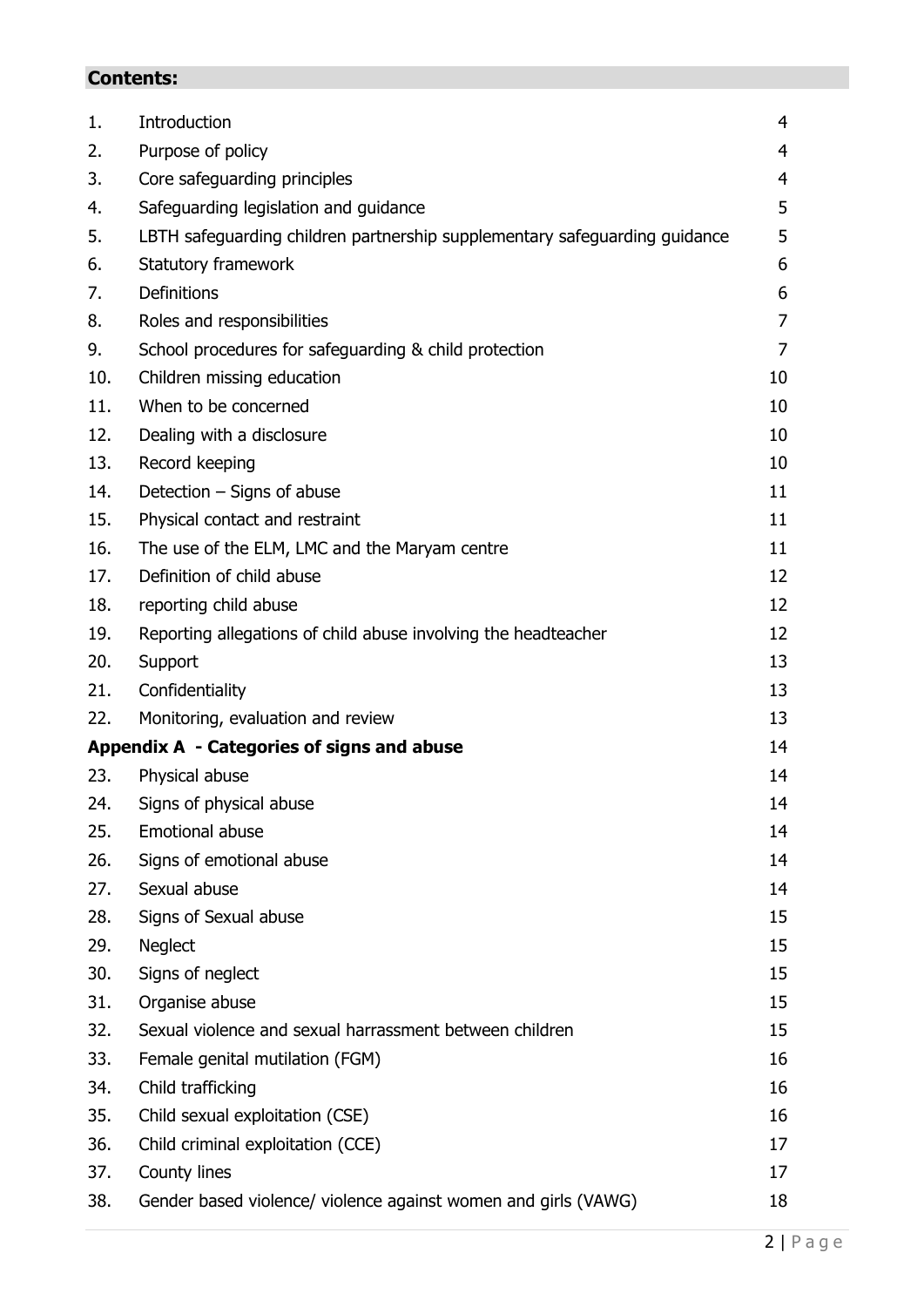## Contents:

| | | |
|---|---|---|
| 1. | Introduction | 4 |
| 2. | Purpose of policy | 4 |
| 3. | Core safeguarding principles | 4 |
| 4. | Safeguarding legislation and guidance | 5 |
| 5. | LBTH safeguarding children partnership supplementary safeguarding guidance | 5 |
| 6. | Statutory framework | 6 |
| 7. | Definitions | 6 |
| 8. | Roles and responsibilities | 7 |
| 9. | School procedures for safeguarding & child protection | 7 |
| 10. | Children missing education | 10 |
| 11. | When to be concerned | 10 |
| 12. | Dealing with a disclosure | 10 |
| 13. | Record keeping | 10 |
| 14. | Detection – Signs of abuse | 11 |
| 15. | Physical contact and restraint | 11 |
| 16. | The use of the ELM, LMC and the Maryam centre | 11 |
| 17. | Definition of child abuse | 12 |
| 18. | reporting child abuse | 12 |
| 19. | Reporting allegations of child abuse involving the headteacher | 12 |
| 20. | Support | 13 |
| 21. | Confidentiality | 13 |
| 22. | Monitoring, evaluation and review | 13 |
| **Appendix A - Categories of signs and abuse** | | 14 |
| 23. | Physical abuse | 14 |
| 24. | Signs of physical abuse | 14 |
| 25. | Emotional abuse | 14 |
| 26. | Signs of emotional abuse | 14 |
| 27. | Sexual abuse | 14 |
| 28. | Signs of Sexual abuse | 15 |
| 29. | Neglect | 15 |
| 30. | Signs of neglect | 15 |
| 31. | Organise abuse | 15 |
| 32. | Sexual violence and sexual harrassment between children | 15 |
| 33. | Female genital mutilation (FGM) | 16 |
| 34. | Child trafficking | 16 |
| 35. | Child sexual exploitation (CSE) | 16 |
| 36. | Child criminal exploitation (CCE) | 17 |
| 37. | County lines | 17 |
| 38. | Gender based violence/ violence against women and girls (VAWG) | 18 |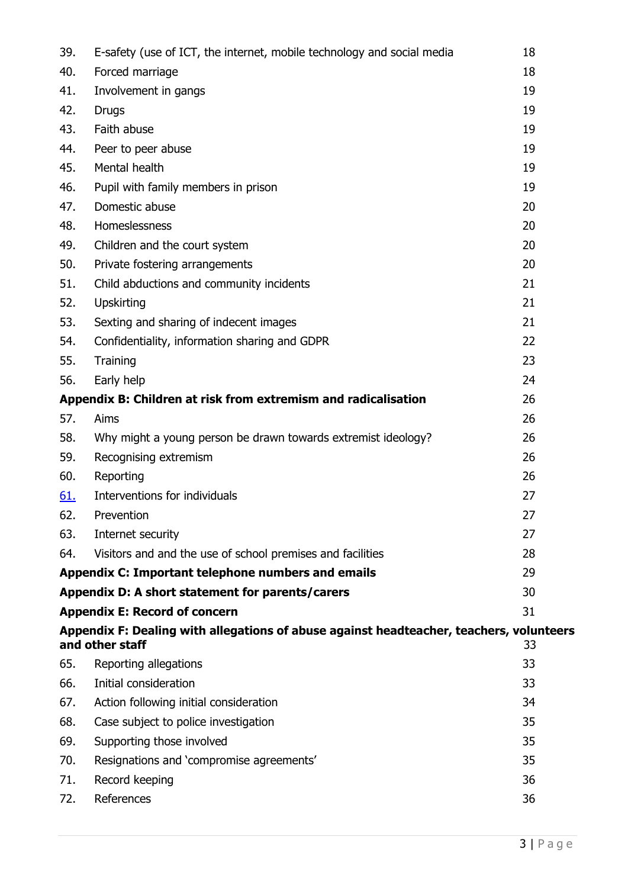| | | |
|---|---|---|
| 39. | E-safety (use of ICT, the internet, mobile technology and social media | 18 |
| 40. | Forced marriage | 18 |
| 41. | Involvement in gangs | 19 |
| 42. | Drugs | 19 |
| 43. | Faith abuse | 19 |
| 44. | Peer to peer abuse | 19 |
| 45. | Mental health | 19 |
| 46. | Pupil with family members in prison | 19 |
| 47. | Domestic abuse | 20 |
| 48. | Homeslessness | 20 |
| 49. | Children and the court system | 20 |
| 50. | Private fostering arrangements | 20 |
| 51. | Child abductions and community incidents | 21 |
| 52. | Upskirting | 21 |
| 53. | Sexting and sharing of indecent images | 21 |
| 54. | Confidentiality, information sharing and GDPR | 22 |
| 55. | Training | 23 |
| 56. | Early help | 24 |
| **Appendix B: Children at risk from extremism and radicalisation** | | 26 |
| 57. | Aims | 26 |
| 58. | Why might a young person be drawn towards extremist ideology? | 26 |
| 59. | Recognising extremism | 26 |
| 60. | Reporting | 26 |
| 61. | Interventions for individuals | 27 |
| 62. | Prevention | 27 |
| 63. | Internet security | 27 |
| 64. | Visitors and and the use of school premises and facilities | 28 |
| **Appendix C: Important telephone numbers and emails** | | 29 |
| **Appendix D: A short statement for parents/carers** | | 30 |
| **Appendix E: Record of concern** | | 31 |
| **Appendix F: Dealing with allegations of abuse against headteacher, teachers, volunteers and other staff** | | 33 |
| 65. | Reporting allegations | 33 |
| 66. | Initial consideration | 33 |
| 67. | Action following initial consideration | 34 |
| 68. | Case subject to police investigation | 35 |
| 69. | Supporting those involved | 35 |
| 70. | Resignations and 'compromise agreements' | 35 |
| 71. | Record keeping | 36 |
| 72. | References | 36 |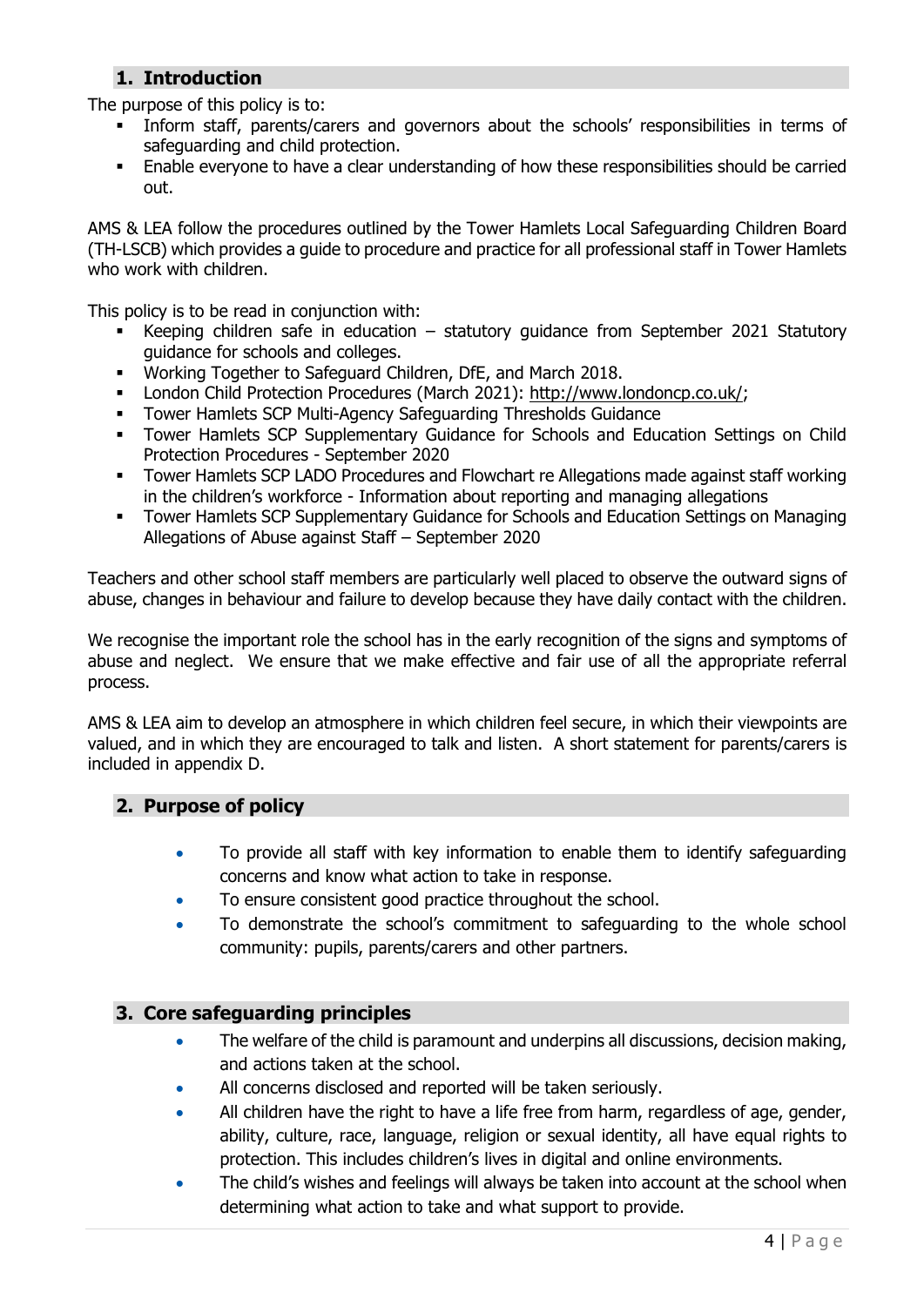## 1. Introduction

The purpose of this policy is to:

- Inform staff, parents/carers and governors about the schools' responsibilities in terms of safeguarding and child protection.
- Enable everyone to have a clear understanding of how these responsibilities should be carried out.

AMS & LEA follow the procedures outlined by the Tower Hamlets Local Safeguarding Children Board (TH-LSCB) which provides a guide to procedure and practice for all professional staff in Tower Hamlets who work with children.

This policy is to be read in conjunction with:

- Keeping children safe in education – statutory guidance from September 2021 Statutory guidance for schools and colleges.
- Working Together to Safeguard Children, DfE, and March 2018.
- London Child Protection Procedures (March 2021): http://www.londoncp.co.uk/;
- Tower Hamlets SCP Multi-Agency Safeguarding Thresholds Guidance
- Tower Hamlets SCP Supplementary Guidance for Schools and Education Settings on Child Protection Procedures - September 2020
- Tower Hamlets SCP LADO Procedures and Flowchart re Allegations made against staff working in the children's workforce - Information about reporting and managing allegations
- Tower Hamlets SCP Supplementary Guidance for Schools and Education Settings on Managing Allegations of Abuse against Staff – September 2020

Teachers and other school staff members are particularly well placed to observe the outward signs of abuse, changes in behaviour and failure to develop because they have daily contact with the children.

We recognise the important role the school has in the early recognition of the signs and symptoms of abuse and neglect. We ensure that we make effective and fair use of all the appropriate referral process.

AMS & LEA aim to develop an atmosphere in which children feel secure, in which their viewpoints are valued, and in which they are encouraged to talk and listen. A short statement for parents/carers is included in appendix D.

## 2. Purpose of policy

- To provide all staff with key information to enable them to identify safeguarding concerns and know what action to take in response.
- To ensure consistent good practice throughout the school.
- To demonstrate the school's commitment to safeguarding to the whole school community: pupils, parents/carers and other partners.

## 3. Core safeguarding principles

- The welfare of the child is paramount and underpins all discussions, decision making, and actions taken at the school.
- All concerns disclosed and reported will be taken seriously.
- All children have the right to have a life free from harm, regardless of age, gender, ability, culture, race, language, religion or sexual identity, all have equal rights to protection. This includes children's lives in digital and online environments.
- The child's wishes and feelings will always be taken into account at the school when determining what action to take and what support to provide.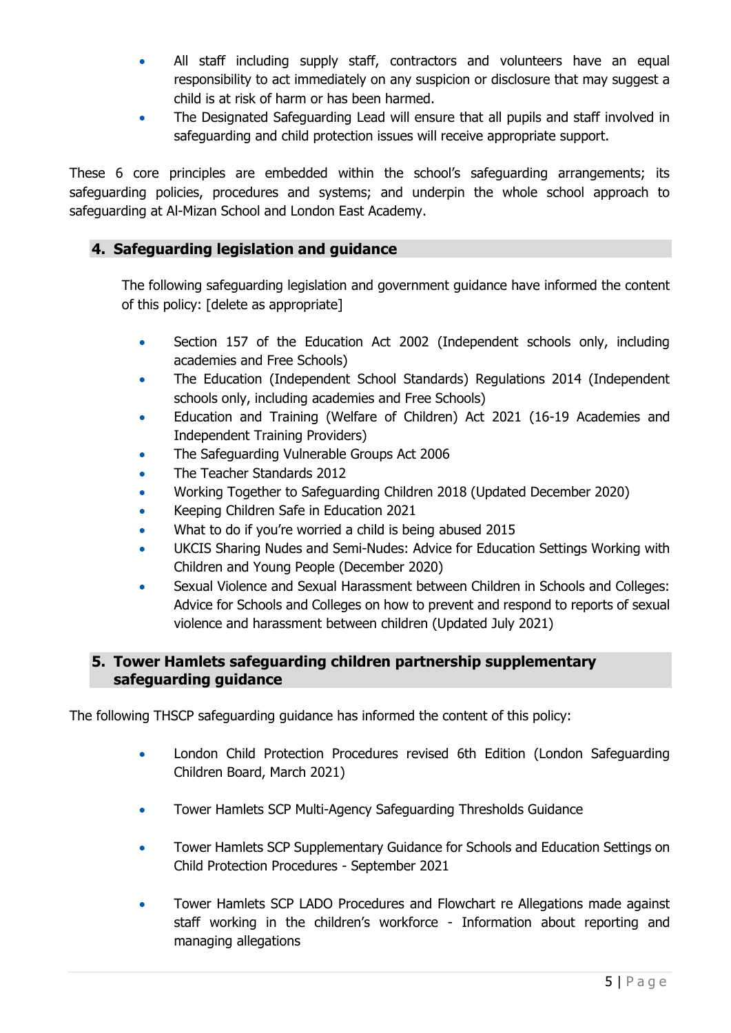- All staff including supply staff, contractors and volunteers have an equal responsibility to act immediately on any suspicion or disclosure that may suggest a child is at risk of harm or has been harmed.
- The Designated Safeguarding Lead will ensure that all pupils and staff involved in safeguarding and child protection issues will receive appropriate support.

These 6 core principles are embedded within the school's safeguarding arrangements; its safeguarding policies, procedures and systems; and underpin the whole school approach to safeguarding at Al-Mizan School and London East Academy.

## 4. Safeguarding legislation and guidance

The following safeguarding legislation and government guidance have informed the content of this policy: [delete as appropriate]

- Section 157 of the Education Act 2002 (Independent schools only, including academies and Free Schools)
- The Education (Independent School Standards) Regulations 2014 (Independent schools only, including academies and Free Schools)
- Education and Training (Welfare of Children) Act 2021 (16-19 Academies and Independent Training Providers)
- The Safeguarding Vulnerable Groups Act 2006
- The Teacher Standards 2012
- Working Together to Safeguarding Children 2018 (Updated December 2020)
- Keeping Children Safe in Education 2021
- What to do if you're worried a child is being abused 2015
- UKCIS Sharing Nudes and Semi-Nudes: Advice for Education Settings Working with Children and Young People (December 2020)
- Sexual Violence and Sexual Harassment between Children in Schools and Colleges: Advice for Schools and Colleges on how to prevent and respond to reports of sexual violence and harassment between children (Updated July 2021)

## 5. Tower Hamlets safeguarding children partnership supplementary safeguarding guidance

The following THSCP safeguarding guidance has informed the content of this policy:

- London Child Protection Procedures revised 6th Edition (London Safeguarding Children Board, March 2021)
- Tower Hamlets SCP Multi-Agency Safeguarding Thresholds Guidance
- Tower Hamlets SCP Supplementary Guidance for Schools and Education Settings on Child Protection Procedures - September 2021
- Tower Hamlets SCP LADO Procedures and Flowchart re Allegations made against staff working in the children's workforce - Information about reporting and managing allegations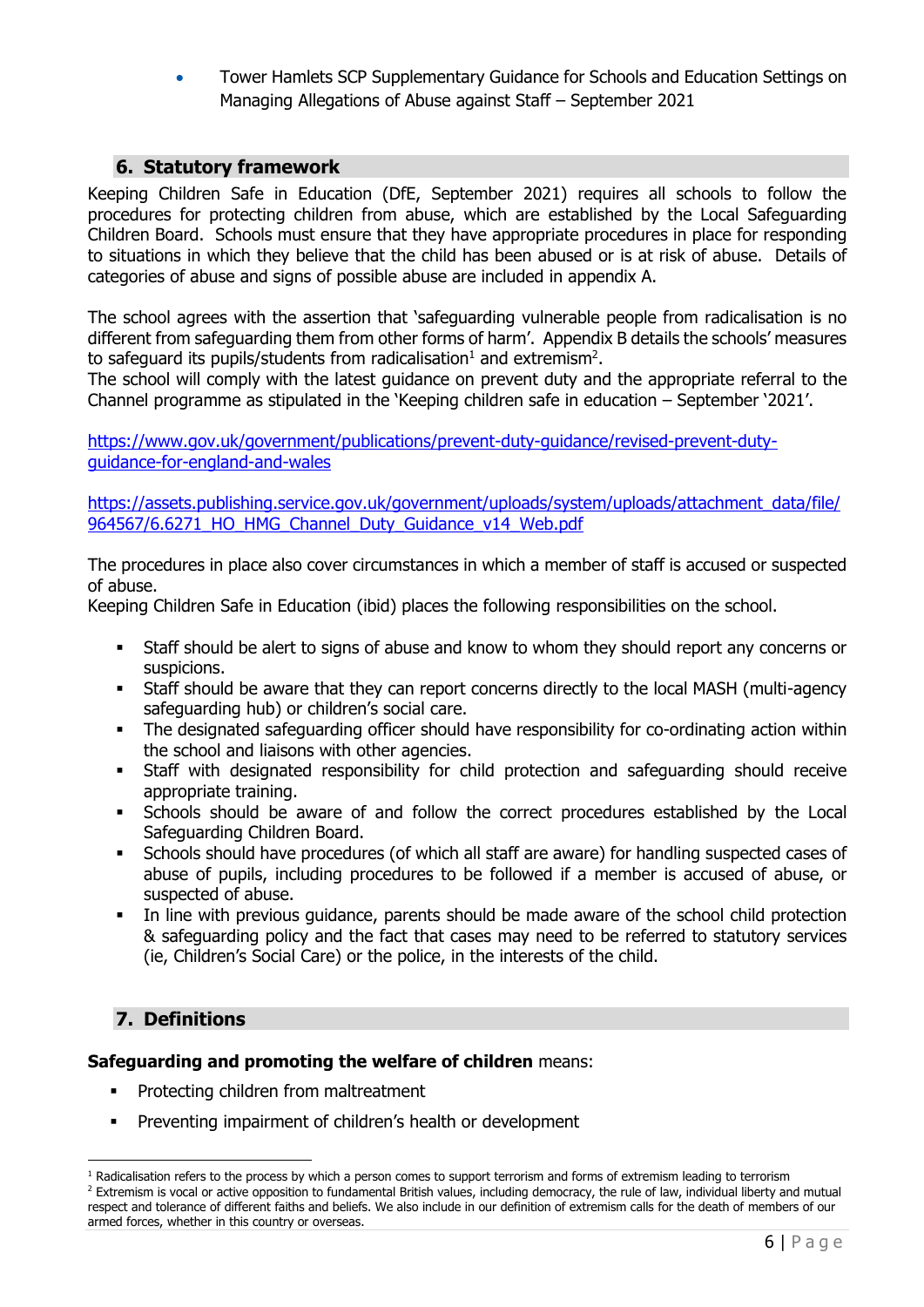- Tower Hamlets SCP Supplementary Guidance for Schools and Education Settings on Managing Allegations of Abuse against Staff – September 2021

## 6. Statutory framework

Keeping Children Safe in Education (DfE, September 2021) requires all schools to follow the procedures for protecting children from abuse, which are established by the Local Safeguarding Children Board. Schools must ensure that they have appropriate procedures in place for responding to situations in which they believe that the child has been abused or is at risk of abuse. Details of categories of abuse and signs of possible abuse are included in appendix A.

The school agrees with the assertion that 'safeguarding vulnerable people from radicalisation is no different from safeguarding them from other forms of harm'. Appendix B details the schools' measures to safeguard its pupils/students from radicalisation[1] and extremism[2].
The school will comply with the latest guidance on prevent duty and the appropriate referral to the Channel programme as stipulated in the 'Keeping children safe in education – September '2021'.

https://www.gov.uk/government/publications/prevent-duty-guidance/revised-prevent-duty-guidance-for-england-and-wales

https://assets.publishing.service.gov.uk/government/uploads/system/uploads/attachment_data/file/964567/6.6271_HO_HMG_Channel_Duty_Guidance_v14_Web.pdf

The procedures in place also cover circumstances in which a member of staff is accused or suspected of abuse.
Keeping Children Safe in Education (ibid) places the following responsibilities on the school.

- Staff should be alert to signs of abuse and know to whom they should report any concerns or suspicions.
- Staff should be aware that they can report concerns directly to the local MASH (multi-agency safeguarding hub) or children's social care.
- The designated safeguarding officer should have responsibility for co-ordinating action within the school and liaisons with other agencies.
- Staff with designated responsibility for child protection and safeguarding should receive appropriate training.
- Schools should be aware of and follow the correct procedures established by the Local Safeguarding Children Board.
- Schools should have procedures (of which all staff are aware) for handling suspected cases of abuse of pupils, including procedures to be followed if a member is accused of abuse, or suspected of abuse.
- In line with previous guidance, parents should be made aware of the school child protection & safeguarding policy and the fact that cases may need to be referred to statutory services (ie, Children's Social Care) or the police, in the interests of the child.

## 7. Definitions

**Safeguarding and promoting the welfare of children** means:

- Protecting children from maltreatment
- Preventing impairment of children's health or development

[1] Radicalisation refers to the process by which a person comes to support terrorism and forms of extremism leading to terrorism

[2] Extremism is vocal or active opposition to fundamental British values, including democracy, the rule of law, individual liberty and mutual respect and tolerance of different faiths and beliefs. We also include in our definition of extremism calls for the death of members of our armed forces, whether in this country or overseas.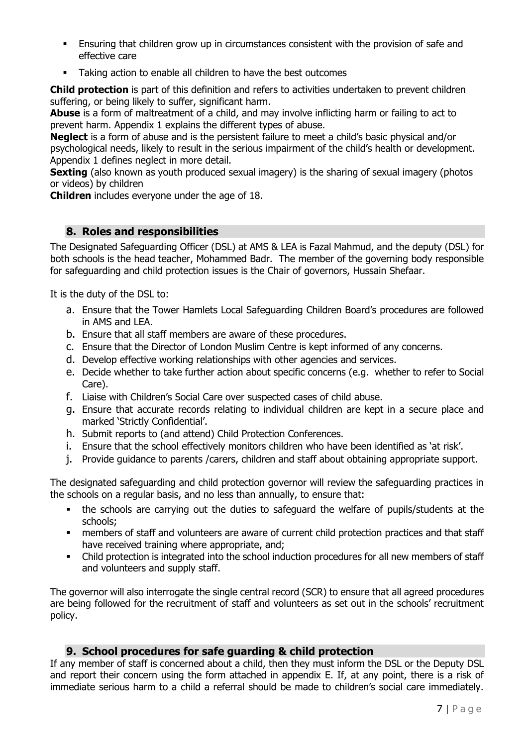- Ensuring that children grow up in circumstances consistent with the provision of safe and effective care
- Taking action to enable all children to have the best outcomes

**Child protection** is part of this definition and refers to activities undertaken to prevent children suffering, or being likely to suffer, significant harm.
**Abuse** is a form of maltreatment of a child, and may involve inflicting harm or failing to act to prevent harm. Appendix 1 explains the different types of abuse.
**Neglect** is a form of abuse and is the persistent failure to meet a child's basic physical and/or psychological needs, likely to result in the serious impairment of the child's health or development. Appendix 1 defines neglect in more detail.
**Sexting** (also known as youth produced sexual imagery) is the sharing of sexual imagery (photos or videos) by children
**Children** includes everyone under the age of 18.

## 8. Roles and responsibilities

The Designated Safeguarding Officer (DSL) at AMS & LEA is Fazal Mahmud, and the deputy (DSL) for both schools is the head teacher, Mohammed Badr. The member of the governing body responsible for safeguarding and child protection issues is the Chair of governors, Hussain Shefaar.

It is the duty of the DSL to:

a. Ensure that the Tower Hamlets Local Safeguarding Children Board's procedures are followed in AMS and LEA.
b. Ensure that all staff members are aware of these procedures.
c. Ensure that the Director of London Muslim Centre is kept informed of any concerns.
d. Develop effective working relationships with other agencies and services.
e. Decide whether to take further action about specific concerns (e.g. whether to refer to Social Care).
f. Liaise with Children's Social Care over suspected cases of child abuse.
g. Ensure that accurate records relating to individual children are kept in a secure place and marked 'Strictly Confidential'.
h. Submit reports to (and attend) Child Protection Conferences.
i. Ensure that the school effectively monitors children who have been identified as 'at risk'.
j. Provide guidance to parents /carers, children and staff about obtaining appropriate support.

The designated safeguarding and child protection governor will review the safeguarding practices in the schools on a regular basis, and no less than annually, to ensure that:

- the schools are carrying out the duties to safeguard the welfare of pupils/students at the schools;
- members of staff and volunteers are aware of current child protection practices and that staff have received training where appropriate, and;
- Child protection is integrated into the school induction procedures for all new members of staff and volunteers and supply staff.

The governor will also interrogate the single central record (SCR) to ensure that all agreed procedures are being followed for the recruitment of staff and volunteers as set out in the schools' recruitment policy.

## 9. School procedures for safe guarding & child protection

If any member of staff is concerned about a child, then they must inform the DSL or the Deputy DSL and report their concern using the form attached in appendix E. If, at any point, there is a risk of immediate serious harm to a child a referral should be made to children's social care immediately.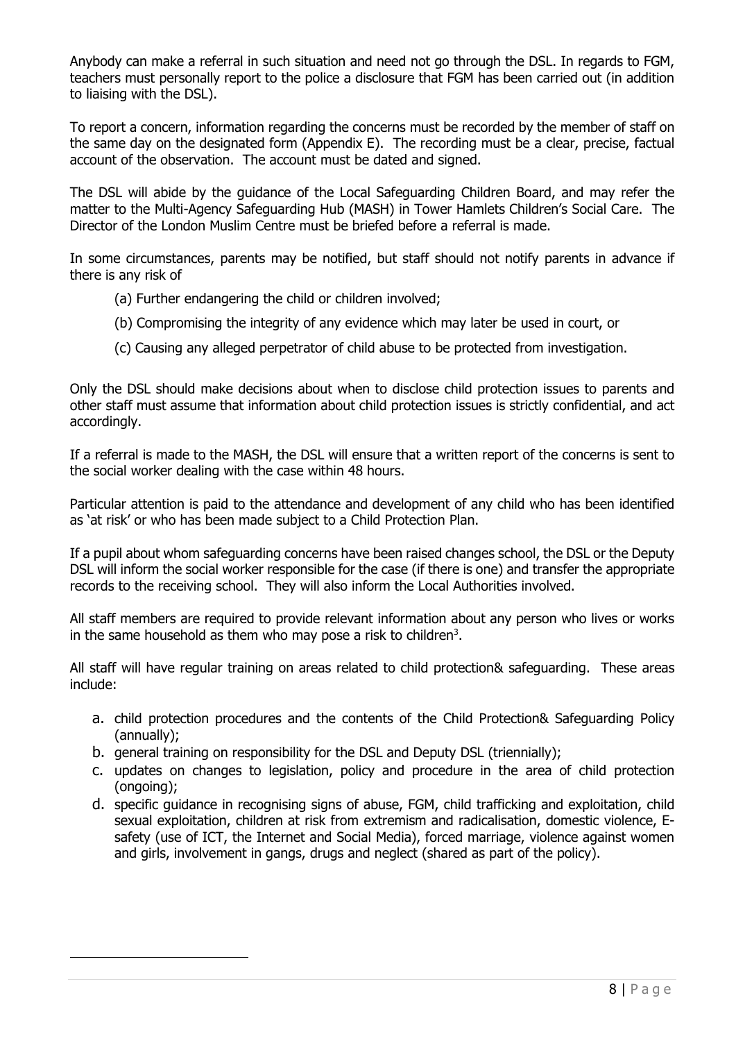Anybody can make a referral in such situation and need not go through the DSL. In regards to FGM, teachers must personally report to the police a disclosure that FGM has been carried out (in addition to liaising with the DSL).

To report a concern, information regarding the concerns must be recorded by the member of staff on the same day on the designated form (Appendix E). The recording must be a clear, precise, factual account of the observation. The account must be dated and signed.

The DSL will abide by the guidance of the Local Safeguarding Children Board, and may refer the matter to the Multi-Agency Safeguarding Hub (MASH) in Tower Hamlets Children's Social Care. The Director of the London Muslim Centre must be briefed before a referral is made.

In some circumstances, parents may be notified, but staff should not notify parents in advance if there is any risk of

(a) Further endangering the child or children involved;

(b) Compromising the integrity of any evidence which may later be used in court, or

(c) Causing any alleged perpetrator of child abuse to be protected from investigation.

Only the DSL should make decisions about when to disclose child protection issues to parents and other staff must assume that information about child protection issues is strictly confidential, and act accordingly.

If a referral is made to the MASH, the DSL will ensure that a written report of the concerns is sent to the social worker dealing with the case within 48 hours.

Particular attention is paid to the attendance and development of any child who has been identified as 'at risk' or who has been made subject to a Child Protection Plan.

If a pupil about whom safeguarding concerns have been raised changes school, the DSL or the Deputy DSL will inform the social worker responsible for the case (if there is one) and transfer the appropriate records to the receiving school. They will also inform the Local Authorities involved.

All staff members are required to provide relevant information about any person who lives or works in the same household as them who may pose a risk to children[3].

All staff will have regular training on areas related to child protection& safeguarding. These areas include:

a. child protection procedures and the contents of the Child Protection& Safeguarding Policy (annually);
b. general training on responsibility for the DSL and Deputy DSL (triennially);
c. updates on changes to legislation, policy and procedure in the area of child protection (ongoing);
d. specific guidance in recognising signs of abuse, FGM, child trafficking and exploitation, child sexual exploitation, children at risk from extremism and radicalisation, domestic violence, E-safety (use of ICT, the Internet and Social Media), forced marriage, violence against women and girls, involvement in gangs, drugs and neglect (shared as part of the policy).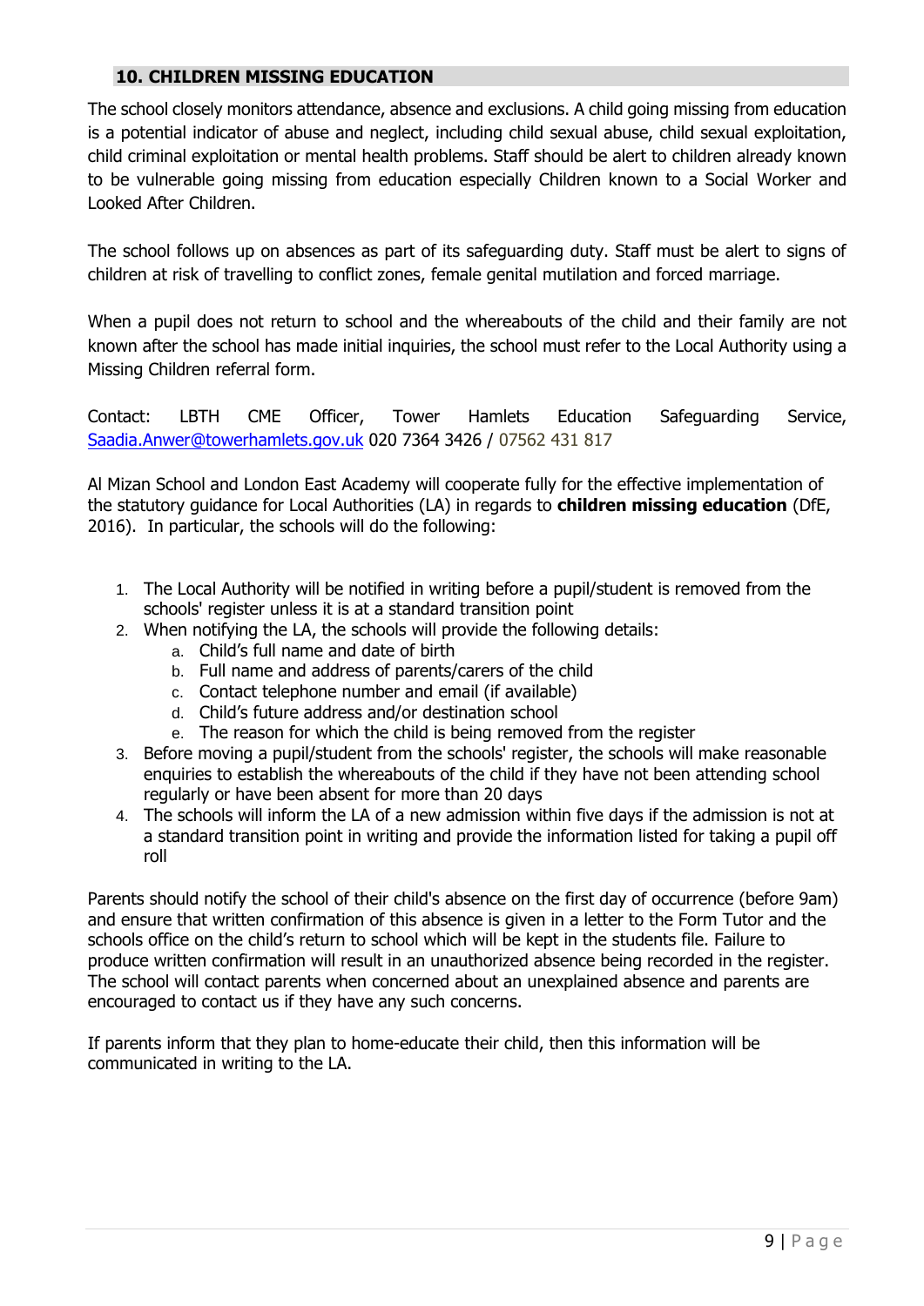## 10. CHILDREN MISSING EDUCATION

The school closely monitors attendance, absence and exclusions. A child going missing from education is a potential indicator of abuse and neglect, including child sexual abuse, child sexual exploitation, child criminal exploitation or mental health problems. Staff should be alert to children already known to be vulnerable going missing from education especially Children known to a Social Worker and Looked After Children.

The school follows up on absences as part of its safeguarding duty. Staff must be alert to signs of children at risk of travelling to conflict zones, female genital mutilation and forced marriage.

When a pupil does not return to school and the whereabouts of the child and their family are not known after the school has made initial inquiries, the school must refer to the Local Authority using a Missing Children referral form.

Contact: LBTH CME Officer, Tower Hamlets Education Safeguarding Service, Saadia.Anwer@towerhamlets.gov.uk 020 7364 3426 / 07562 431 817

Al Mizan School and London East Academy will cooperate fully for the effective implementation of the statutory guidance for Local Authorities (LA) in regards to **children missing education** (DfE, 2016). In particular, the schools will do the following:

1. The Local Authority will be notified in writing before a pupil/student is removed from the schools' register unless it is at a standard transition point
2. When notifying the LA, the schools will provide the following details:
   a. Child's full name and date of birth
   b. Full name and address of parents/carers of the child
   c. Contact telephone number and email (if available)
   d. Child's future address and/or destination school
   e. The reason for which the child is being removed from the register
3. Before moving a pupil/student from the schools' register, the schools will make reasonable enquiries to establish the whereabouts of the child if they have not been attending school regularly or have been absent for more than 20 days
4. The schools will inform the LA of a new admission within five days if the admission is not at a standard transition point in writing and provide the information listed for taking a pupil off roll

Parents should notify the school of their child's absence on the first day of occurrence (before 9am) and ensure that written confirmation of this absence is given in a letter to the Form Tutor and the schools office on the child's return to school which will be kept in the students file. Failure to produce written confirmation will result in an unauthorized absence being recorded in the register. The school will contact parents when concerned about an unexplained absence and parents are encouraged to contact us if they have any such concerns.

If parents inform that they plan to home-educate their child, then this information will be communicated in writing to the LA.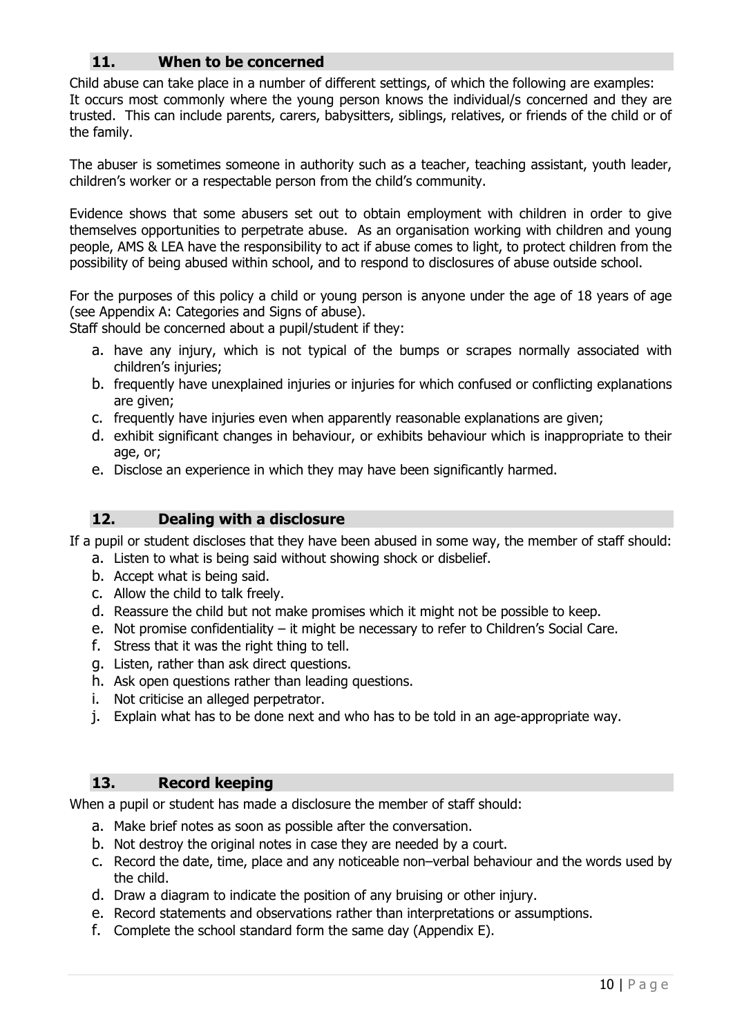## 11. When to be concerned

Child abuse can take place in a number of different settings, of which the following are examples: It occurs most commonly where the young person knows the individual/s concerned and they are trusted. This can include parents, carers, babysitters, siblings, relatives, or friends of the child or of the family.

The abuser is sometimes someone in authority such as a teacher, teaching assistant, youth leader, children's worker or a respectable person from the child's community.

Evidence shows that some abusers set out to obtain employment with children in order to give themselves opportunities to perpetrate abuse. As an organisation working with children and young people, AMS & LEA have the responsibility to act if abuse comes to light, to protect children from the possibility of being abused within school, and to respond to disclosures of abuse outside school.

For the purposes of this policy a child or young person is anyone under the age of 18 years of age (see Appendix A: Categories and Signs of abuse).

Staff should be concerned about a pupil/student if they:

a. have any injury, which is not typical of the bumps or scrapes normally associated with children's injuries;
b. frequently have unexplained injuries or injuries for which confused or conflicting explanations are given;
c. frequently have injuries even when apparently reasonable explanations are given;
d. exhibit significant changes in behaviour, or exhibits behaviour which is inappropriate to their age, or;
e. Disclose an experience in which they may have been significantly harmed.

## 12. Dealing with a disclosure

If a pupil or student discloses that they have been abused in some way, the member of staff should:

a. Listen to what is being said without showing shock or disbelief.
b. Accept what is being said.
c. Allow the child to talk freely.
d. Reassure the child but not make promises which it might not be possible to keep.
e. Not promise confidentiality – it might be necessary to refer to Children's Social Care.
f. Stress that it was the right thing to tell.
g. Listen, rather than ask direct questions.
h. Ask open questions rather than leading questions.
i. Not criticise an alleged perpetrator.
j. Explain what has to be done next and who has to be told in an age-appropriate way.

## 13. Record keeping

When a pupil or student has made a disclosure the member of staff should:

a. Make brief notes as soon as possible after the conversation.
b. Not destroy the original notes in case they are needed by a court.
c. Record the date, time, place and any noticeable non–verbal behaviour and the words used by the child.
d. Draw a diagram to indicate the position of any bruising or other injury.
e. Record statements and observations rather than interpretations or assumptions.
f. Complete the school standard form the same day (Appendix E).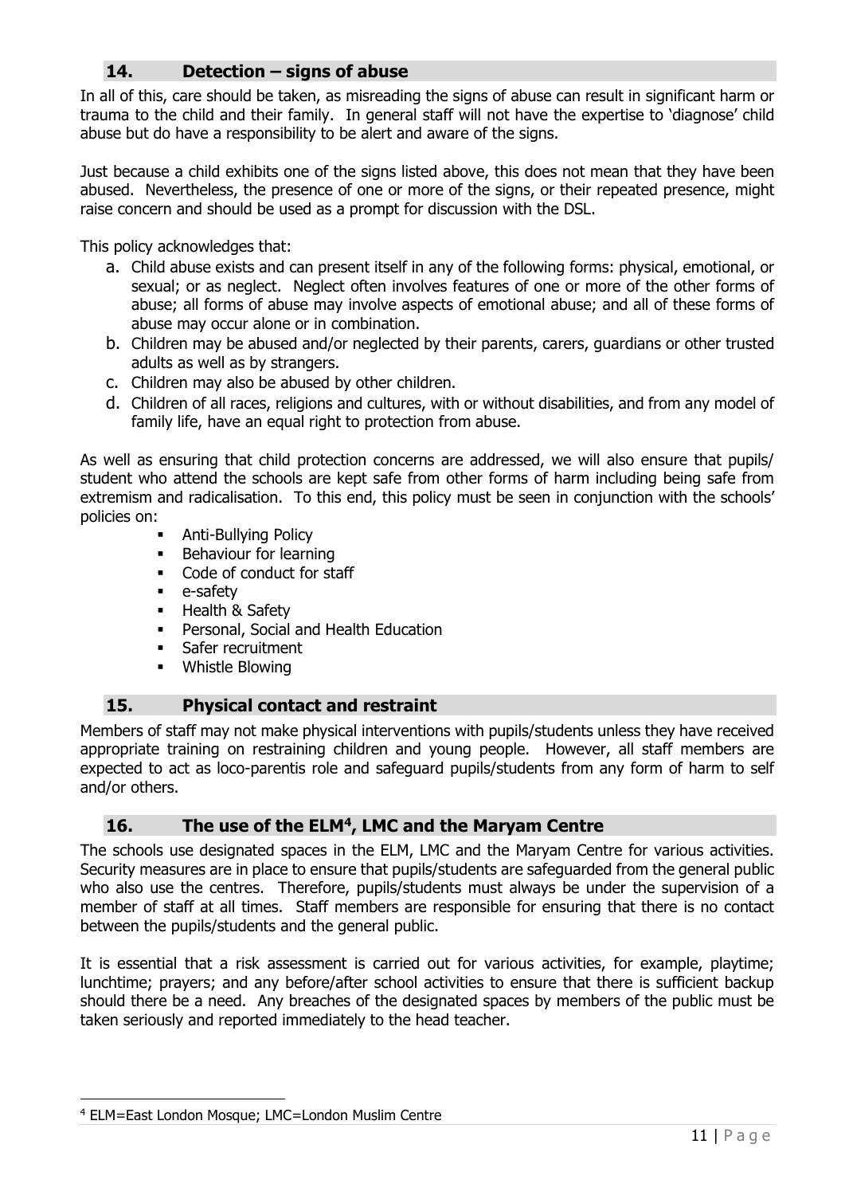## 14. Detection – signs of abuse

In all of this, care should be taken, as misreading the signs of abuse can result in significant harm or trauma to the child and their family. In general staff will not have the expertise to 'diagnose' child abuse but do have a responsibility to be alert and aware of the signs.

Just because a child exhibits one of the signs listed above, this does not mean that they have been abused. Nevertheless, the presence of one or more of the signs, or their repeated presence, might raise concern and should be used as a prompt for discussion with the DSL.

This policy acknowledges that:

a. Child abuse exists and can present itself in any of the following forms: physical, emotional, or sexual; or as neglect. Neglect often involves features of one or more of the other forms of abuse; all forms of abuse may involve aspects of emotional abuse; and all of these forms of abuse may occur alone or in combination.
b. Children may be abused and/or neglected by their parents, carers, guardians or other trusted adults as well as by strangers.
c. Children may also be abused by other children.
d. Children of all races, religions and cultures, with or without disabilities, and from any model of family life, have an equal right to protection from abuse.

As well as ensuring that child protection concerns are addressed, we will also ensure that pupils/ student who attend the schools are kept safe from other forms of harm including being safe from extremism and radicalisation. To this end, this policy must be seen in conjunction with the schools' policies on:

- Anti-Bullying Policy
- Behaviour for learning
- Code of conduct for staff
- e-safety
- Health & Safety
- Personal, Social and Health Education
- Safer recruitment
- Whistle Blowing

## 15. Physical contact and restraint

Members of staff may not make physical interventions with pupils/students unless they have received appropriate training on restraining children and young people. However, all staff members are expected to act as loco-parentis role and safeguard pupils/students from any form of harm to self and/or others.

## 16. The use of the ELM[4], LMC and the Maryam Centre

The schools use designated spaces in the ELM, LMC and the Maryam Centre for various activities. Security measures are in place to ensure that pupils/students are safeguarded from the general public who also use the centres. Therefore, pupils/students must always be under the supervision of a member of staff at all times. Staff members are responsible for ensuring that there is no contact between the pupils/students and the general public.

It is essential that a risk assessment is carried out for various activities, for example, playtime; lunchtime; prayers; and any before/after school activities to ensure that there is sufficient backup should there be a need. Any breaches of the designated spaces by members of the public must be taken seriously and reported immediately to the head teacher.

[4] ELM=East London Mosque; LMC=London Muslim Centre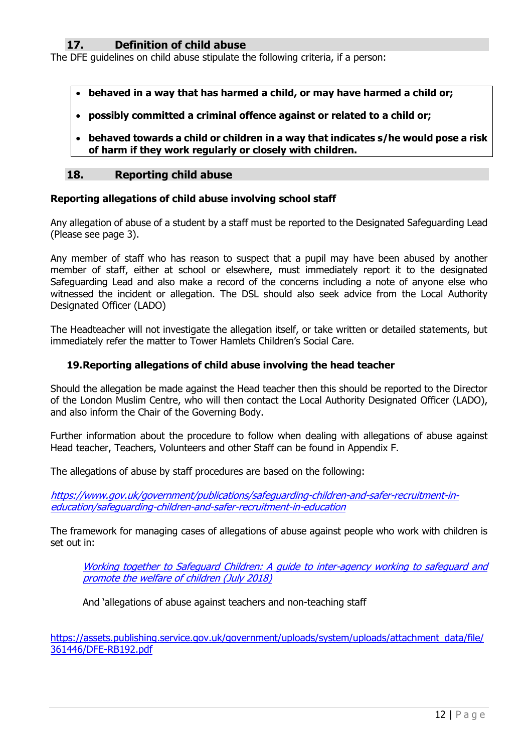## 17. Definition of child abuse

The DFE guidelines on child abuse stipulate the following criteria, if a person:

- **behaved in a way that has harmed a child, or may have harmed a child or;**
- **possibly committed a criminal offence against or related to a child or;**
- **behaved towards a child or children in a way that indicates s/he would pose a risk of harm if they work regularly or closely with children.**

## 18. Reporting child abuse

**Reporting allegations of child abuse involving school staff**

Any allegation of abuse of a student by a staff must be reported to the Designated Safeguarding Lead (Please see page 3).

Any member of staff who has reason to suspect that a pupil may have been abused by another member of staff, either at school or elsewhere, must immediately report it to the designated Safeguarding Lead and also make a record of the concerns including a note of anyone else who witnessed the incident or allegation. The DSL should also seek advice from the Local Authority Designated Officer (LADO)

The Headteacher will not investigate the allegation itself, or take written or detailed statements, but immediately refer the matter to Tower Hamlets Children's Social Care.

**19. Reporting allegations of child abuse involving the head teacher**

Should the allegation be made against the Head teacher then this should be reported to the Director of the London Muslim Centre, who will then contact the Local Authority Designated Officer (LADO), and also inform the Chair of the Governing Body.

Further information about the procedure to follow when dealing with allegations of abuse against Head teacher, Teachers, Volunteers and other Staff can be found in Appendix F.

The allegations of abuse by staff procedures are based on the following:

*https://www.gov.uk/government/publications/safeguarding-children-and-safer-recruitment-in-education/safeguarding-children-and-safer-recruitment-in-education*

The framework for managing cases of allegations of abuse against people who work with children is set out in:

*Working together to Safeguard Children: A guide to inter-agency working to safeguard and promote the welfare of children (July 2018)*

And 'allegations of abuse against teachers and non-teaching staff

https://assets.publishing.service.gov.uk/government/uploads/system/uploads/attachment_data/file/361446/DFE-RB192.pdf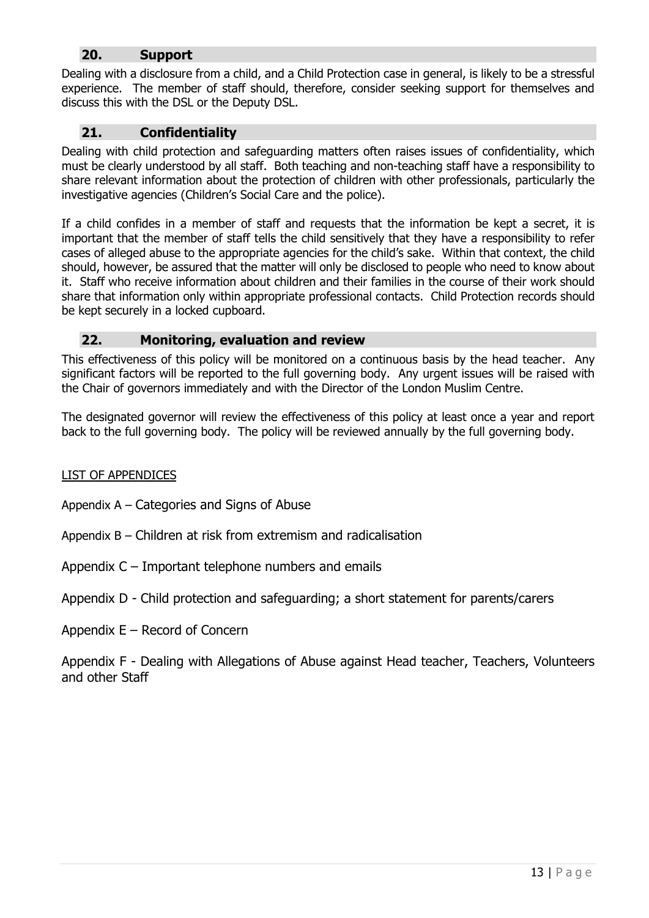## 20. Support

Dealing with a disclosure from a child, and a Child Protection case in general, is likely to be a stressful experience. The member of staff should, therefore, consider seeking support for themselves and discuss this with the DSL or the Deputy DSL.

## 21. Confidentiality

Dealing with child protection and safeguarding matters often raises issues of confidentiality, which must be clearly understood by all staff. Both teaching and non-teaching staff have a responsibility to share relevant information about the protection of children with other professionals, particularly the investigative agencies (Children's Social Care and the police).

If a child confides in a member of staff and requests that the information be kept a secret, it is important that the member of staff tells the child sensitively that they have a responsibility to refer cases of alleged abuse to the appropriate agencies for the child's sake. Within that context, the child should, however, be assured that the matter will only be disclosed to people who need to know about it. Staff who receive information about children and their families in the course of their work should share that information only within appropriate professional contacts. Child Protection records should be kept securely in a locked cupboard.

## 22. Monitoring, evaluation and review

This effectiveness of this policy will be monitored on a continuous basis by the head teacher. Any significant factors will be reported to the full governing body. Any urgent issues will be raised with the Chair of governors immediately and with the Director of the London Muslim Centre.

The designated governor will review the effectiveness of this policy at least once a year and report back to the full governing body. The policy will be reviewed annually by the full governing body.

LIST OF APPENDICES

Appendix A – Categories and Signs of Abuse

Appendix B – Children at risk from extremism and radicalisation

Appendix C – Important telephone numbers and emails

Appendix D - Child protection and safeguarding; a short statement for parents/carers

Appendix E – Record of Concern

Appendix F - Dealing with Allegations of Abuse against Head teacher, Teachers, Volunteers and other Staff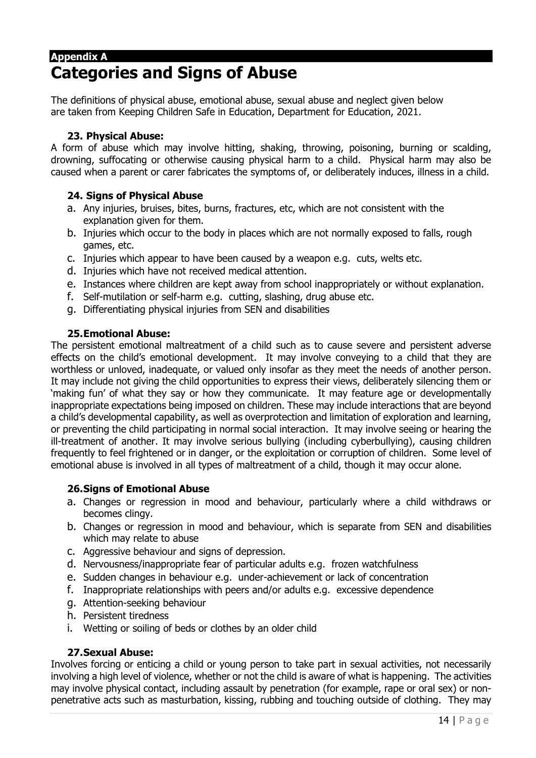**Appendix A**

# Categories and Signs of Abuse

The definitions of physical abuse, emotional abuse, sexual abuse and neglect given below are taken from Keeping Children Safe in Education, Department for Education, 2021.

### 23. Physical Abuse:

A form of abuse which may involve hitting, shaking, throwing, poisoning, burning or scalding, drowning, suffocating or otherwise causing physical harm to a child. Physical harm may also be caused when a parent or carer fabricates the symptoms of, or deliberately induces, illness in a child.

### 24. Signs of Physical Abuse

a. Any injuries, bruises, bites, burns, fractures, etc, which are not consistent with the explanation given for them.
b. Injuries which occur to the body in places which are not normally exposed to falls, rough games, etc.
c. Injuries which appear to have been caused by a weapon e.g. cuts, welts etc.
d. Injuries which have not received medical attention.
e. Instances where children are kept away from school inappropriately or without explanation.
f. Self-mutilation or self-harm e.g. cutting, slashing, drug abuse etc.
g. Differentiating physical injuries from SEN and disabilities

### 25. Emotional Abuse:

The persistent emotional maltreatment of a child such as to cause severe and persistent adverse effects on the child's emotional development. It may involve conveying to a child that they are worthless or unloved, inadequate, or valued only insofar as they meet the needs of another person. It may include not giving the child opportunities to express their views, deliberately silencing them or 'making fun' of what they say or how they communicate. It may feature age or developmentally inappropriate expectations being imposed on children. These may include interactions that are beyond a child's developmental capability, as well as overprotection and limitation of exploration and learning, or preventing the child participating in normal social interaction. It may involve seeing or hearing the ill-treatment of another. It may involve serious bullying (including cyberbullying), causing children frequently to feel frightened or in danger, or the exploitation or corruption of children. Some level of emotional abuse is involved in all types of maltreatment of a child, though it may occur alone.

### 26. Signs of Emotional Abuse

a. Changes or regression in mood and behaviour, particularly where a child withdraws or becomes clingy.
b. Changes or regression in mood and behaviour, which is separate from SEN and disabilities which may relate to abuse
c. Aggressive behaviour and signs of depression.
d. Nervousness/inappropriate fear of particular adults e.g. frozen watchfulness
e. Sudden changes in behaviour e.g. under-achievement or lack of concentration
f. Inappropriate relationships with peers and/or adults e.g. excessive dependence
g. Attention-seeking behaviour
h. Persistent tiredness
i. Wetting or soiling of beds or clothes by an older child

### 27. Sexual Abuse:

Involves forcing or enticing a child or young person to take part in sexual activities, not necessarily involving a high level of violence, whether or not the child is aware of what is happening. The activities may involve physical contact, including assault by penetration (for example, rape or oral sex) or non-penetrative acts such as masturbation, kissing, rubbing and touching outside of clothing. They may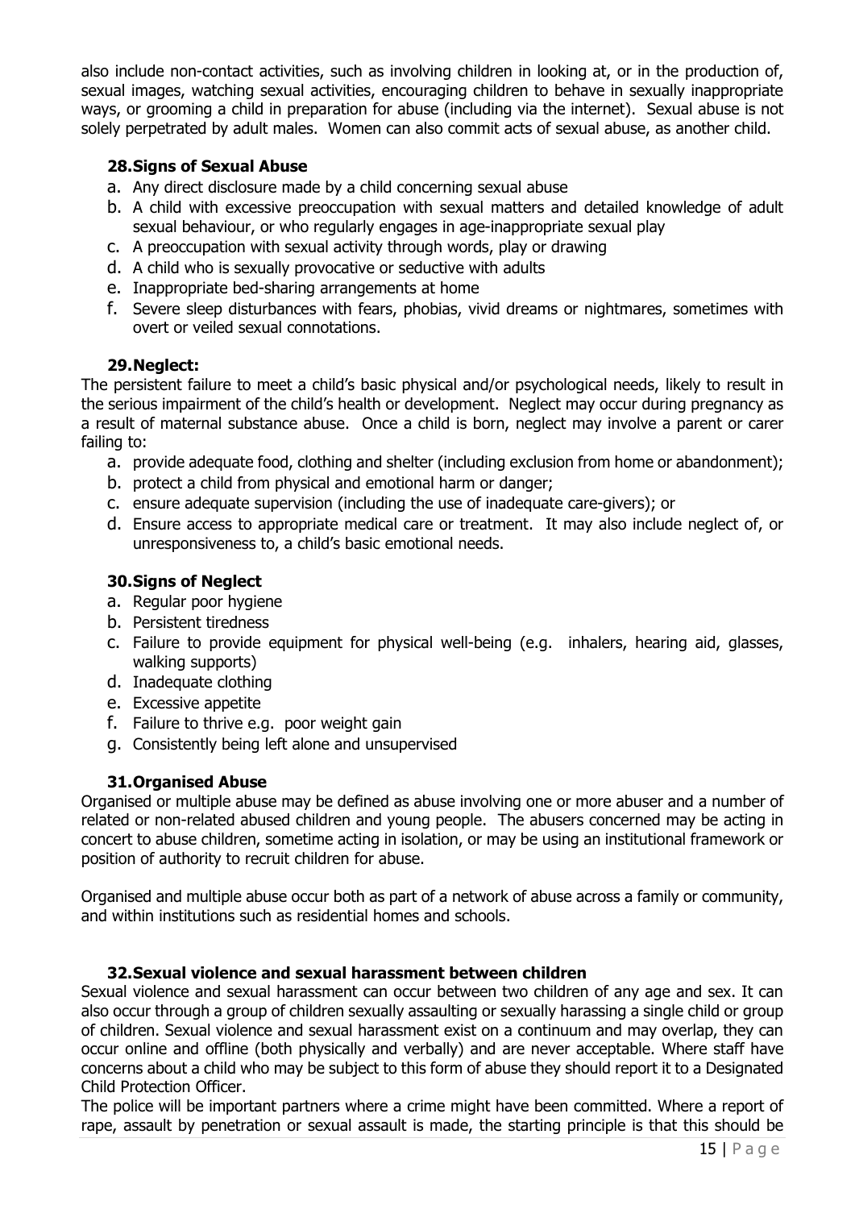also include non-contact activities, such as involving children in looking at, or in the production of, sexual images, watching sexual activities, encouraging children to behave in sexually inappropriate ways, or grooming a child in preparation for abuse (including via the internet). Sexual abuse is not solely perpetrated by adult males. Women can also commit acts of sexual abuse, as another child.

### 28. Signs of Sexual Abuse

a. Any direct disclosure made by a child concerning sexual abuse
b. A child with excessive preoccupation with sexual matters and detailed knowledge of adult sexual behaviour, or who regularly engages in age-inappropriate sexual play
c. A preoccupation with sexual activity through words, play or drawing
d. A child who is sexually provocative or seductive with adults
e. Inappropriate bed-sharing arrangements at home
f. Severe sleep disturbances with fears, phobias, vivid dreams or nightmares, sometimes with overt or veiled sexual connotations.

### 29. Neglect:

The persistent failure to meet a child's basic physical and/or psychological needs, likely to result in the serious impairment of the child's health or development. Neglect may occur during pregnancy as a result of maternal substance abuse. Once a child is born, neglect may involve a parent or carer failing to:

a. provide adequate food, clothing and shelter (including exclusion from home or abandonment);
b. protect a child from physical and emotional harm or danger;
c. ensure adequate supervision (including the use of inadequate care-givers); or
d. Ensure access to appropriate medical care or treatment. It may also include neglect of, or unresponsiveness to, a child's basic emotional needs.

### 30. Signs of Neglect

a. Regular poor hygiene
b. Persistent tiredness
c. Failure to provide equipment for physical well-being (e.g. inhalers, hearing aid, glasses, walking supports)
d. Inadequate clothing
e. Excessive appetite
f. Failure to thrive e.g. poor weight gain
g. Consistently being left alone and unsupervised

### 31. Organised Abuse

Organised or multiple abuse may be defined as abuse involving one or more abuser and a number of related or non-related abused children and young people. The abusers concerned may be acting in concert to abuse children, sometime acting in isolation, or may be using an institutional framework or position of authority to recruit children for abuse.

Organised and multiple abuse occur both as part of a network of abuse across a family or community, and within institutions such as residential homes and schools.

### 32. Sexual violence and sexual harassment between children

Sexual violence and sexual harassment can occur between two children of any age and sex. It can also occur through a group of children sexually assaulting or sexually harassing a single child or group of children. Sexual violence and sexual harassment exist on a continuum and may overlap, they can occur online and offline (both physically and verbally) and are never acceptable. Where staff have concerns about a child who may be subject to this form of abuse they should report it to a Designated Child Protection Officer.

The police will be important partners where a crime might have been committed. Where a report of rape, assault by penetration or sexual assault is made, the starting principle is that this should be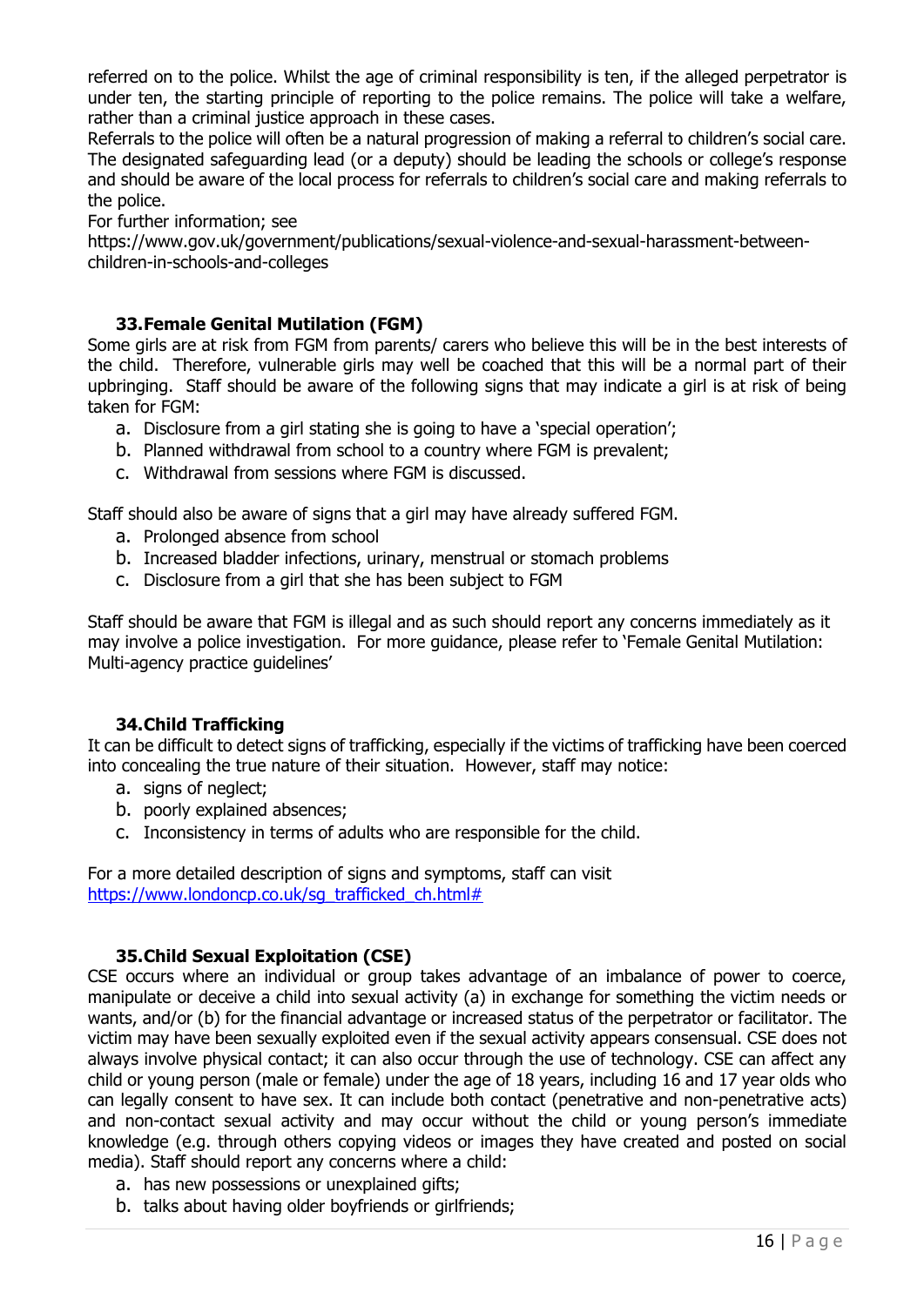referred on to the police. Whilst the age of criminal responsibility is ten, if the alleged perpetrator is under ten, the starting principle of reporting to the police remains. The police will take a welfare, rather than a criminal justice approach in these cases.

Referrals to the police will often be a natural progression of making a referral to children's social care. The designated safeguarding lead (or a deputy) should be leading the schools or college's response and should be aware of the local process for referrals to children's social care and making referrals to the police.

For further information; see https://www.gov.uk/government/publications/sexual-violence-and-sexual-harassment-between-children-in-schools-and-colleges

### 33. Female Genital Mutilation (FGM)

Some girls are at risk from FGM from parents/ carers who believe this will be in the best interests of the child. Therefore, vulnerable girls may well be coached that this will be a normal part of their upbringing. Staff should be aware of the following signs that may indicate a girl is at risk of being taken for FGM:

a. Disclosure from a girl stating she is going to have a 'special operation';
b. Planned withdrawal from school to a country where FGM is prevalent;
c. Withdrawal from sessions where FGM is discussed.

Staff should also be aware of signs that a girl may have already suffered FGM.

a. Prolonged absence from school
b. Increased bladder infections, urinary, menstrual or stomach problems
c. Disclosure from a girl that she has been subject to FGM

Staff should be aware that FGM is illegal and as such should report any concerns immediately as it may involve a police investigation. For more guidance, please refer to 'Female Genital Mutilation: Multi-agency practice guidelines'

### 34. Child Trafficking

It can be difficult to detect signs of trafficking, especially if the victims of trafficking have been coerced into concealing the true nature of their situation. However, staff may notice:

a. signs of neglect;
b. poorly explained absences;
c. Inconsistency in terms of adults who are responsible for the child.

For a more detailed description of signs and symptoms, staff can visit [https://www.londoncp.co.uk/sg_trafficked_ch.html#](https://www.londoncp.co.uk/sg_trafficked_ch.html#)

### 35. Child Sexual Exploitation (CSE)

CSE occurs where an individual or group takes advantage of an imbalance of power to coerce, manipulate or deceive a child into sexual activity (a) in exchange for something the victim needs or wants, and/or (b) for the financial advantage or increased status of the perpetrator or facilitator. The victim may have been sexually exploited even if the sexual activity appears consensual. CSE does not always involve physical contact; it can also occur through the use of technology. CSE can affect any child or young person (male or female) under the age of 18 years, including 16 and 17 year olds who can legally consent to have sex. It can include both contact (penetrative and non-penetrative acts) and non-contact sexual activity and may occur without the child or young person's immediate knowledge (e.g. through others copying videos or images they have created and posted on social media). Staff should report any concerns where a child:

a. has new possessions or unexplained gifts;
b. talks about having older boyfriends or girlfriends;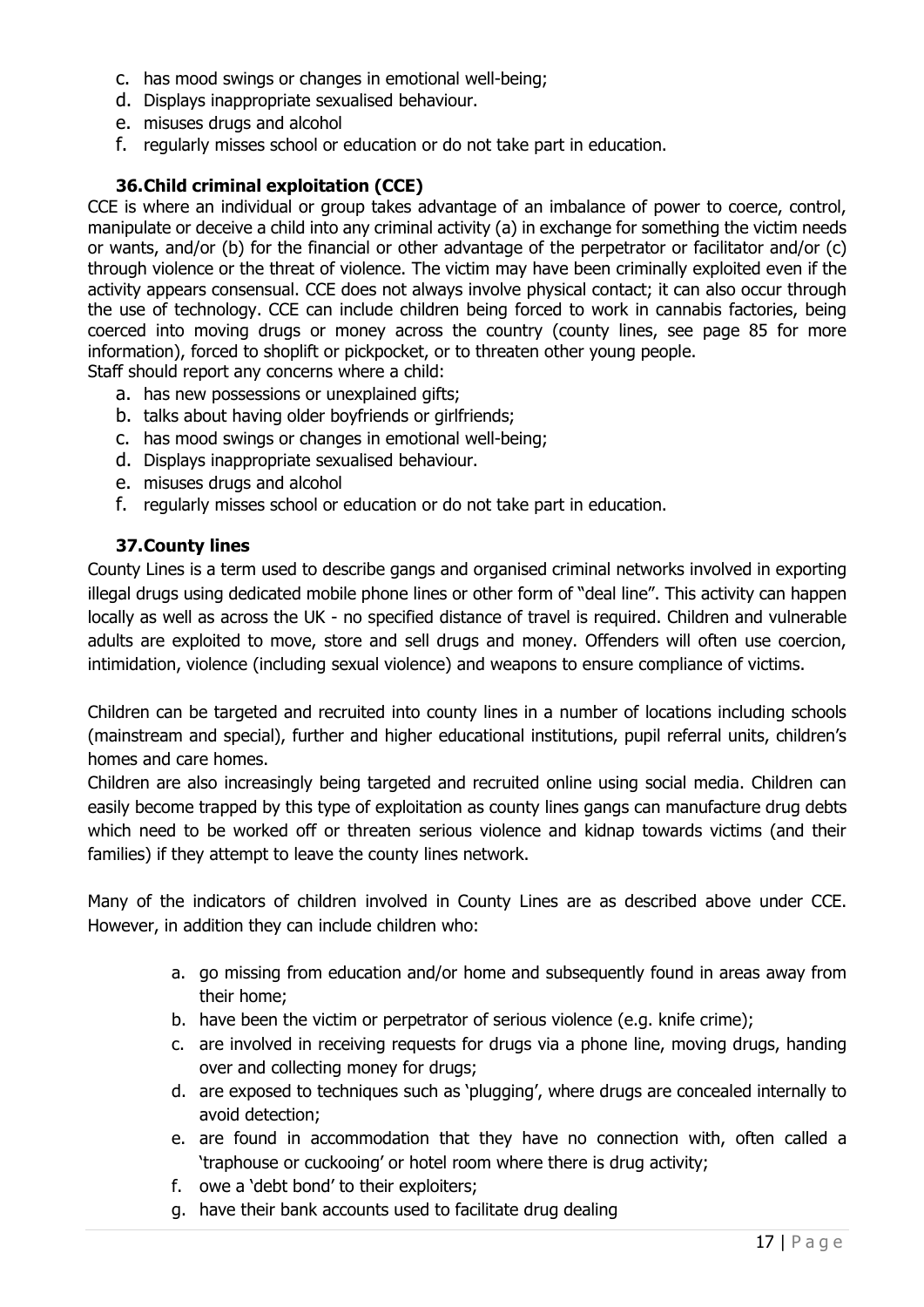c. has mood swings or changes in emotional well-being;
d. Displays inappropriate sexualised behaviour.
e. misuses drugs and alcohol
f. regularly misses school or education or do not take part in education.

### 36. Child criminal exploitation (CCE)

CCE is where an individual or group takes advantage of an imbalance of power to coerce, control, manipulate or deceive a child into any criminal activity (a) in exchange for something the victim needs or wants, and/or (b) for the financial or other advantage of the perpetrator or facilitator and/or (c) through violence or the threat of violence. The victim may have been criminally exploited even if the activity appears consensual. CCE does not always involve physical contact; it can also occur through the use of technology. CCE can include children being forced to work in cannabis factories, being coerced into moving drugs or money across the country (county lines, see page 85 for more information), forced to shoplift or pickpocket, or to threaten other young people.

Staff should report any concerns where a child:

a. has new possessions or unexplained gifts;
b. talks about having older boyfriends or girlfriends;
c. has mood swings or changes in emotional well-being;
d. Displays inappropriate sexualised behaviour.
e. misuses drugs and alcohol
f. regularly misses school or education or do not take part in education.

### 37. County lines

County Lines is a term used to describe gangs and organised criminal networks involved in exporting illegal drugs using dedicated mobile phone lines or other form of "deal line". This activity can happen locally as well as across the UK - no specified distance of travel is required. Children and vulnerable adults are exploited to move, store and sell drugs and money. Offenders will often use coercion, intimidation, violence (including sexual violence) and weapons to ensure compliance of victims.

Children can be targeted and recruited into county lines in a number of locations including schools (mainstream and special), further and higher educational institutions, pupil referral units, children's homes and care homes.

Children are also increasingly being targeted and recruited online using social media. Children can easily become trapped by this type of exploitation as county lines gangs can manufacture drug debts which need to be worked off or threaten serious violence and kidnap towards victims (and their families) if they attempt to leave the county lines network.

Many of the indicators of children involved in County Lines are as described above under CCE. However, in addition they can include children who:

a. go missing from education and/or home and subsequently found in areas away from their home;
b. have been the victim or perpetrator of serious violence (e.g. knife crime);
c. are involved in receiving requests for drugs via a phone line, moving drugs, handing over and collecting money for drugs;
d. are exposed to techniques such as 'plugging', where drugs are concealed internally to avoid detection;
e. are found in accommodation that they have no connection with, often called a 'traphouse or cuckooing' or hotel room where there is drug activity;
f. owe a 'debt bond' to their exploiters;
g. have their bank accounts used to facilitate drug dealing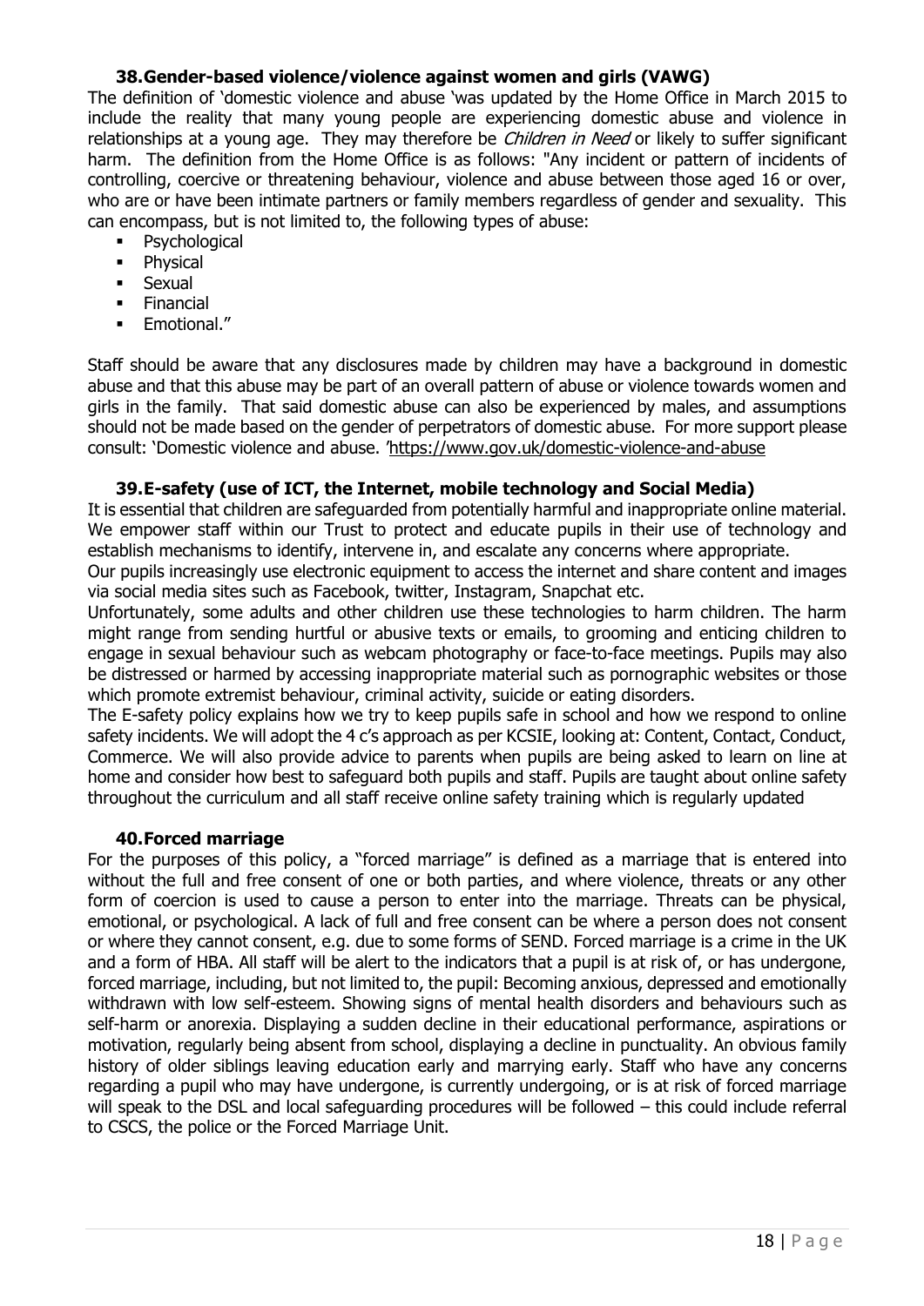### 38. Gender-based violence/violence against women and girls (VAWG)

The definition of 'domestic violence and abuse 'was updated by the Home Office in March 2015 to include the reality that many young people are experiencing domestic abuse and violence in relationships at a young age. They may therefore be *Children in Need* or likely to suffer significant harm. The definition from the Home Office is as follows: "Any incident or pattern of incidents of controlling, coercive or threatening behaviour, violence and abuse between those aged 16 or over, who are or have been intimate partners or family members regardless of gender and sexuality. This can encompass, but is not limited to, the following types of abuse:

- Psychological
- Physical
- Sexual
- Financial
- Emotional."

Staff should be aware that any disclosures made by children may have a background in domestic abuse and that this abuse may be part of an overall pattern of abuse or violence towards women and girls in the family. That said domestic abuse can also be experienced by males, and assumptions should not be made based on the gender of perpetrators of domestic abuse. For more support please consult: 'Domestic violence and abuse. 'https://www.gov.uk/domestic-violence-and-abuse

### 39. E-safety (use of ICT, the Internet, mobile technology and Social Media)

It is essential that children are safeguarded from potentially harmful and inappropriate online material. We empower staff within our Trust to protect and educate pupils in their use of technology and establish mechanisms to identify, intervene in, and escalate any concerns where appropriate.

Our pupils increasingly use electronic equipment to access the internet and share content and images via social media sites such as Facebook, twitter, Instagram, Snapchat etc.

Unfortunately, some adults and other children use these technologies to harm children. The harm might range from sending hurtful or abusive texts or emails, to grooming and enticing children to engage in sexual behaviour such as webcam photography or face-to-face meetings. Pupils may also be distressed or harmed by accessing inappropriate material such as pornographic websites or those which promote extremist behaviour, criminal activity, suicide or eating disorders.

The E-safety policy explains how we try to keep pupils safe in school and how we respond to online safety incidents. We will adopt the 4 c's approach as per KCSIE, looking at: Content, Contact, Conduct, Commerce. We will also provide advice to parents when pupils are being asked to learn on line at home and consider how best to safeguard both pupils and staff. Pupils are taught about online safety throughout the curriculum and all staff receive online safety training which is regularly updated

### 40. Forced marriage

For the purposes of this policy, a "forced marriage" is defined as a marriage that is entered into without the full and free consent of one or both parties, and where violence, threats or any other form of coercion is used to cause a person to enter into the marriage. Threats can be physical, emotional, or psychological. A lack of full and free consent can be where a person does not consent or where they cannot consent, e.g. due to some forms of SEND. Forced marriage is a crime in the UK and a form of HBA. All staff will be alert to the indicators that a pupil is at risk of, or has undergone, forced marriage, including, but not limited to, the pupil: Becoming anxious, depressed and emotionally withdrawn with low self-esteem. Showing signs of mental health disorders and behaviours such as self-harm or anorexia. Displaying a sudden decline in their educational performance, aspirations or motivation, regularly being absent from school, displaying a decline in punctuality. An obvious family history of older siblings leaving education early and marrying early. Staff who have any concerns regarding a pupil who may have undergone, is currently undergoing, or is at risk of forced marriage will speak to the DSL and local safeguarding procedures will be followed – this could include referral to CSCS, the police or the Forced Marriage Unit.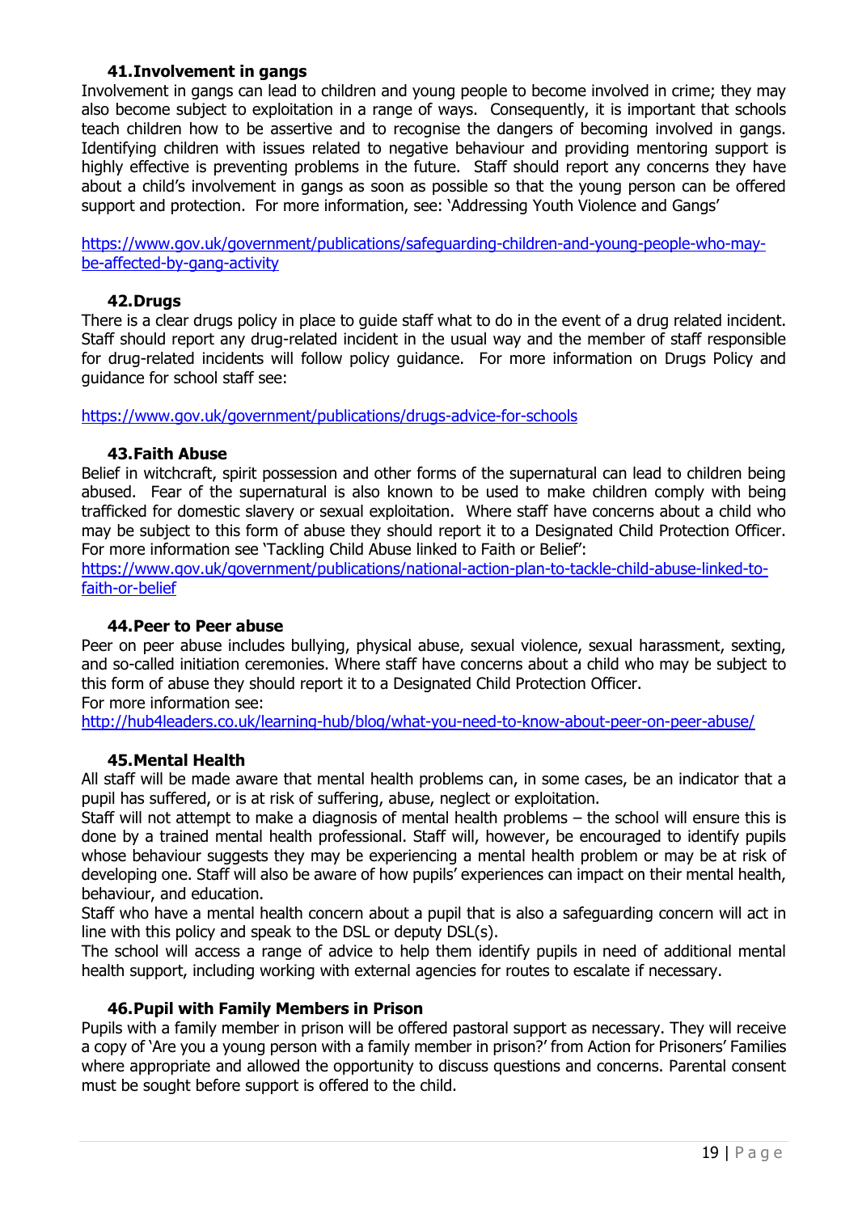### 41. Involvement in gangs

Involvement in gangs can lead to children and young people to become involved in crime; they may also become subject to exploitation in a range of ways. Consequently, it is important that schools teach children how to be assertive and to recognise the dangers of becoming involved in gangs. Identifying children with issues related to negative behaviour and providing mentoring support is highly effective is preventing problems in the future. Staff should report any concerns they have about a child's involvement in gangs as soon as possible so that the young person can be offered support and protection. For more information, see: 'Addressing Youth Violence and Gangs'

[https://www.gov.uk/government/publications/safeguarding-children-and-young-people-who-may-be-affected-by-gang-activity](https://www.gov.uk/government/publications/safeguarding-children-and-young-people-who-may-be-affected-by-gang-activity)

### 42. Drugs

There is a clear drugs policy in place to guide staff what to do in the event of a drug related incident. Staff should report any drug-related incident in the usual way and the member of staff responsible for drug-related incidents will follow policy guidance. For more information on Drugs Policy and guidance for school staff see:

[https://www.gov.uk/government/publications/drugs-advice-for-schools](https://www.gov.uk/government/publications/drugs-advice-for-schools)

### 43. Faith Abuse

Belief in witchcraft, spirit possession and other forms of the supernatural can lead to children being abused. Fear of the supernatural is also known to be used to make children comply with being trafficked for domestic slavery or sexual exploitation. Where staff have concerns about a child who may be subject to this form of abuse they should report it to a Designated Child Protection Officer. For more information see 'Tackling Child Abuse linked to Faith or Belief':
[https://www.gov.uk/government/publications/national-action-plan-to-tackle-child-abuse-linked-to-faith-or-belief](https://www.gov.uk/government/publications/national-action-plan-to-tackle-child-abuse-linked-to-faith-or-belief)

### 44. Peer to Peer abuse

Peer on peer abuse includes bullying, physical abuse, sexual violence, sexual harassment, sexting, and so-called initiation ceremonies. Where staff have concerns about a child who may be subject to this form of abuse they should report it to a Designated Child Protection Officer.
For more information see:
[http://hub4leaders.co.uk/learning-hub/blog/what-you-need-to-know-about-peer-on-peer-abuse/](http://hub4leaders.co.uk/learning-hub/blog/what-you-need-to-know-about-peer-on-peer-abuse/)

### 45. Mental Health

All staff will be made aware that mental health problems can, in some cases, be an indicator that a pupil has suffered, or is at risk of suffering, abuse, neglect or exploitation.
Staff will not attempt to make a diagnosis of mental health problems – the school will ensure this is done by a trained mental health professional. Staff will, however, be encouraged to identify pupils whose behaviour suggests they may be experiencing a mental health problem or may be at risk of developing one. Staff will also be aware of how pupils' experiences can impact on their mental health, behaviour, and education.
Staff who have a mental health concern about a pupil that is also a safeguarding concern will act in line with this policy and speak to the DSL or deputy DSL(s).
The school will access a range of advice to help them identify pupils in need of additional mental health support, including working with external agencies for routes to escalate if necessary.

### 46. Pupil with Family Members in Prison

Pupils with a family member in prison will be offered pastoral support as necessary. They will receive a copy of 'Are you a young person with a family member in prison?' from Action for Prisoners' Families where appropriate and allowed the opportunity to discuss questions and concerns. Parental consent must be sought before support is offered to the child.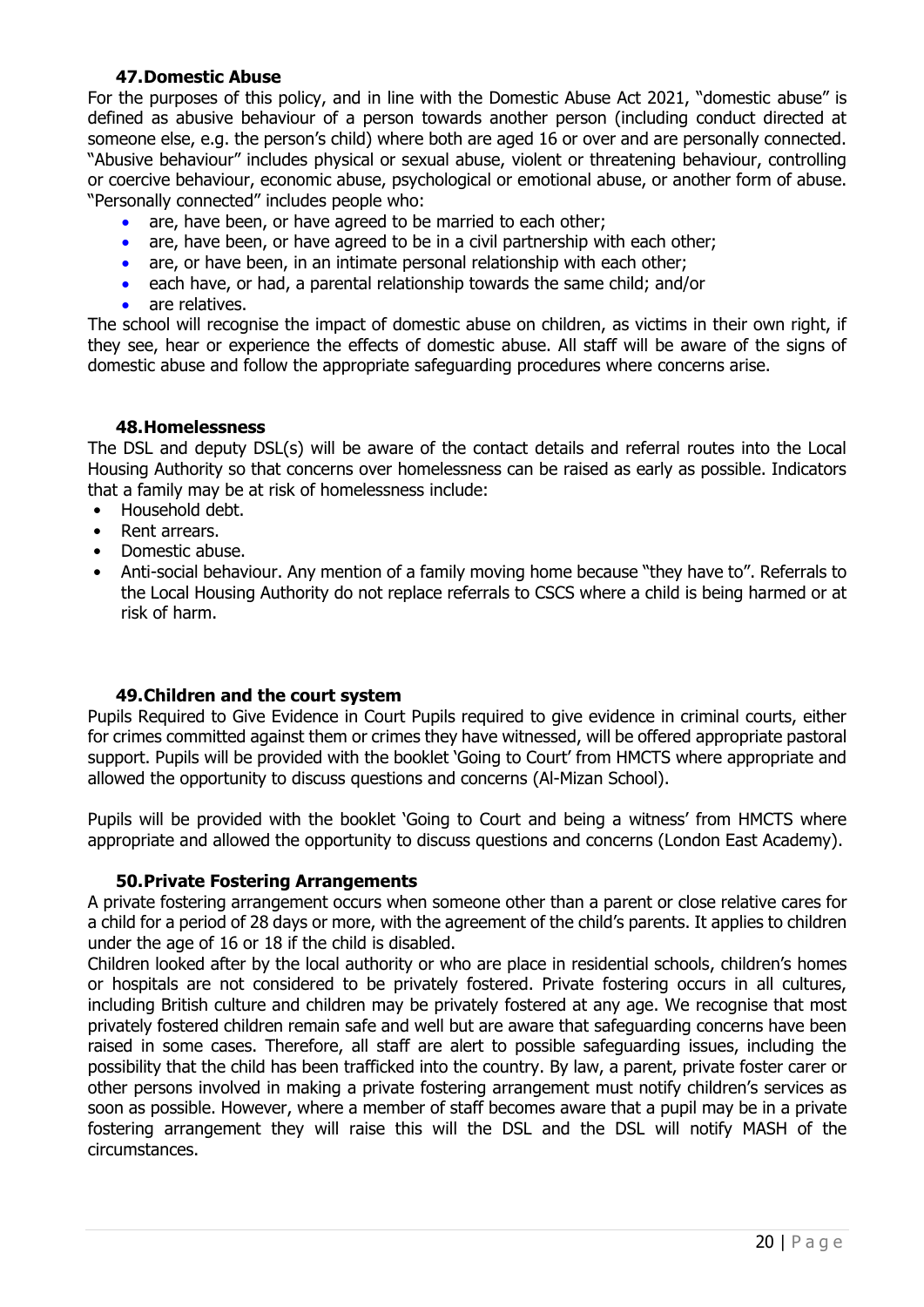## 47. Domestic Abuse

For the purposes of this policy, and in line with the Domestic Abuse Act 2021, "domestic abuse" is defined as abusive behaviour of a person towards another person (including conduct directed at someone else, e.g. the person's child) where both are aged 16 or over and are personally connected. "Abusive behaviour" includes physical or sexual abuse, violent or threatening behaviour, controlling or coercive behaviour, economic abuse, psychological or emotional abuse, or another form of abuse. "Personally connected" includes people who:

- are, have been, or have agreed to be married to each other;
- are, have been, or have agreed to be in a civil partnership with each other;
- are, or have been, in an intimate personal relationship with each other;
- each have, or had, a parental relationship towards the same child; and/or
- are relatives.

The school will recognise the impact of domestic abuse on children, as victims in their own right, if they see, hear or experience the effects of domestic abuse. All staff will be aware of the signs of domestic abuse and follow the appropriate safeguarding procedures where concerns arise.

## 48. Homelessness

The DSL and deputy DSL(s) will be aware of the contact details and referral routes into the Local Housing Authority so that concerns over homelessness can be raised as early as possible. Indicators that a family may be at risk of homelessness include:

- Household debt.
- Rent arrears.
- Domestic abuse.
- Anti-social behaviour. Any mention of a family moving home because "they have to". Referrals to the Local Housing Authority do not replace referrals to CSCS where a child is being harmed or at risk of harm.

## 49. Children and the court system

Pupils Required to Give Evidence in Court Pupils required to give evidence in criminal courts, either for crimes committed against them or crimes they have witnessed, will be offered appropriate pastoral support. Pupils will be provided with the booklet 'Going to Court' from HMCTS where appropriate and allowed the opportunity to discuss questions and concerns (Al-Mizan School).

Pupils will be provided with the booklet 'Going to Court and being a witness' from HMCTS where appropriate and allowed the opportunity to discuss questions and concerns (London East Academy).

## 50. Private Fostering Arrangements

A private fostering arrangement occurs when someone other than a parent or close relative cares for a child for a period of 28 days or more, with the agreement of the child's parents. It applies to children under the age of 16 or 18 if the child is disabled.

Children looked after by the local authority or who are place in residential schools, children's homes or hospitals are not considered to be privately fostered. Private fostering occurs in all cultures, including British culture and children may be privately fostered at any age. We recognise that most privately fostered children remain safe and well but are aware that safeguarding concerns have been raised in some cases. Therefore, all staff are alert to possible safeguarding issues, including the possibility that the child has been trafficked into the country. By law, a parent, private foster carer or other persons involved in making a private fostering arrangement must notify children's services as soon as possible. However, where a member of staff becomes aware that a pupil may be in a private fostering arrangement they will raise this will the DSL and the DSL will notify MASH of the circumstances.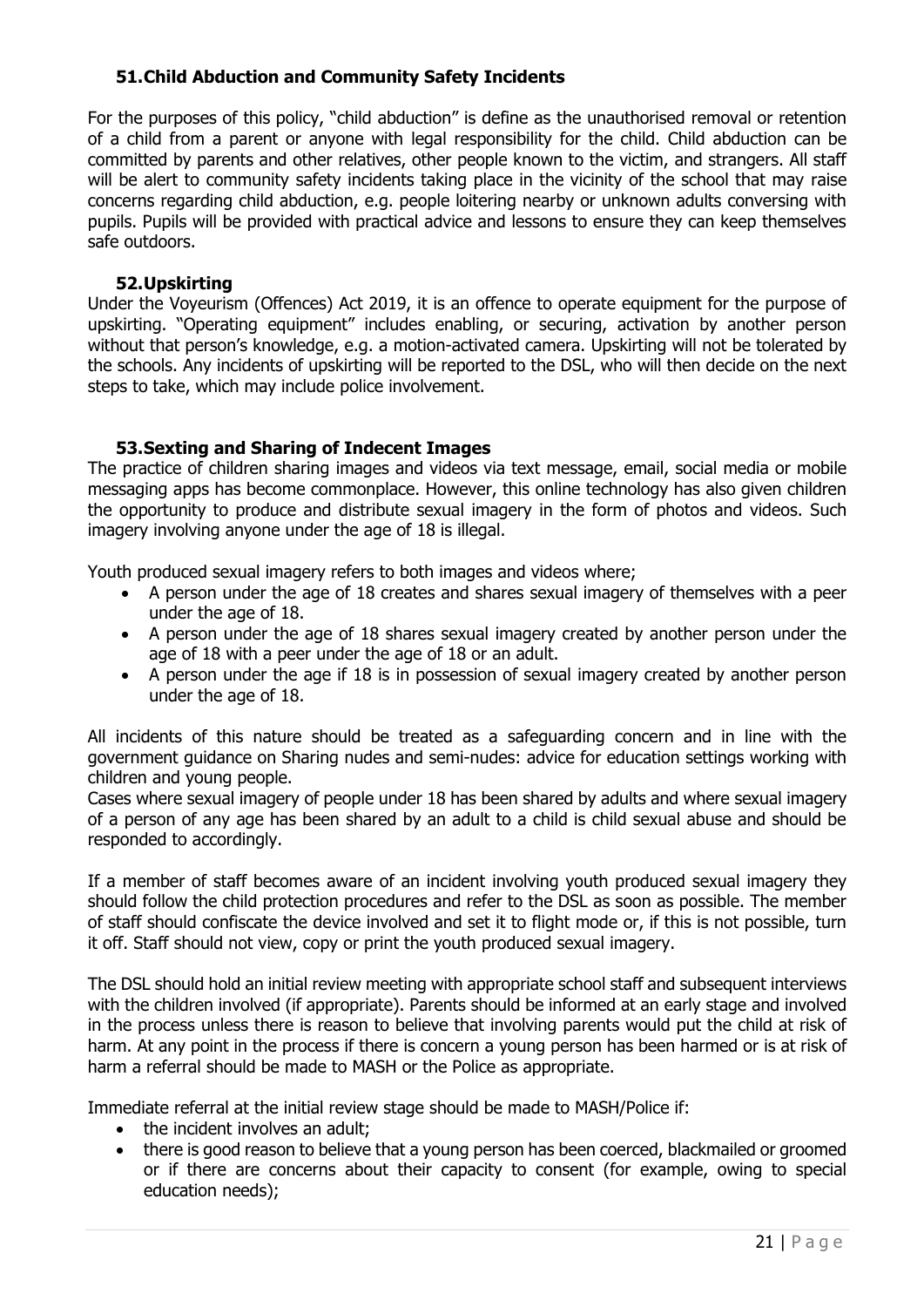## 51. Child Abduction and Community Safety Incidents

For the purposes of this policy, "child abduction" is define as the unauthorised removal or retention of a child from a parent or anyone with legal responsibility for the child. Child abduction can be committed by parents and other relatives, other people known to the victim, and strangers. All staff will be alert to community safety incidents taking place in the vicinity of the school that may raise concerns regarding child abduction, e.g. people loitering nearby or unknown adults conversing with pupils. Pupils will be provided with practical advice and lessons to ensure they can keep themselves safe outdoors.

## 52. Upskirting

Under the Voyeurism (Offences) Act 2019, it is an offence to operate equipment for the purpose of upskirting. "Operating equipment" includes enabling, or securing, activation by another person without that person's knowledge, e.g. a motion-activated camera. Upskirting will not be tolerated by the schools. Any incidents of upskirting will be reported to the DSL, who will then decide on the next steps to take, which may include police involvement.

## 53. Sexting and Sharing of Indecent Images

The practice of children sharing images and videos via text message, email, social media or mobile messaging apps has become commonplace. However, this online technology has also given children the opportunity to produce and distribute sexual imagery in the form of photos and videos. Such imagery involving anyone under the age of 18 is illegal.

Youth produced sexual imagery refers to both images and videos where;

- A person under the age of 18 creates and shares sexual imagery of themselves with a peer under the age of 18.
- A person under the age of 18 shares sexual imagery created by another person under the age of 18 with a peer under the age of 18 or an adult.
- A person under the age if 18 is in possession of sexual imagery created by another person under the age of 18.

All incidents of this nature should be treated as a safeguarding concern and in line with the government guidance on Sharing nudes and semi-nudes: advice for education settings working with children and young people.

Cases where sexual imagery of people under 18 has been shared by adults and where sexual imagery of a person of any age has been shared by an adult to a child is child sexual abuse and should be responded to accordingly.

If a member of staff becomes aware of an incident involving youth produced sexual imagery they should follow the child protection procedures and refer to the DSL as soon as possible. The member of staff should confiscate the device involved and set it to flight mode or, if this is not possible, turn it off. Staff should not view, copy or print the youth produced sexual imagery.

The DSL should hold an initial review meeting with appropriate school staff and subsequent interviews with the children involved (if appropriate). Parents should be informed at an early stage and involved in the process unless there is reason to believe that involving parents would put the child at risk of harm. At any point in the process if there is concern a young person has been harmed or is at risk of harm a referral should be made to MASH or the Police as appropriate.

Immediate referral at the initial review stage should be made to MASH/Police if:

- the incident involves an adult;
- there is good reason to believe that a young person has been coerced, blackmailed or groomed or if there are concerns about their capacity to consent (for example, owing to special education needs);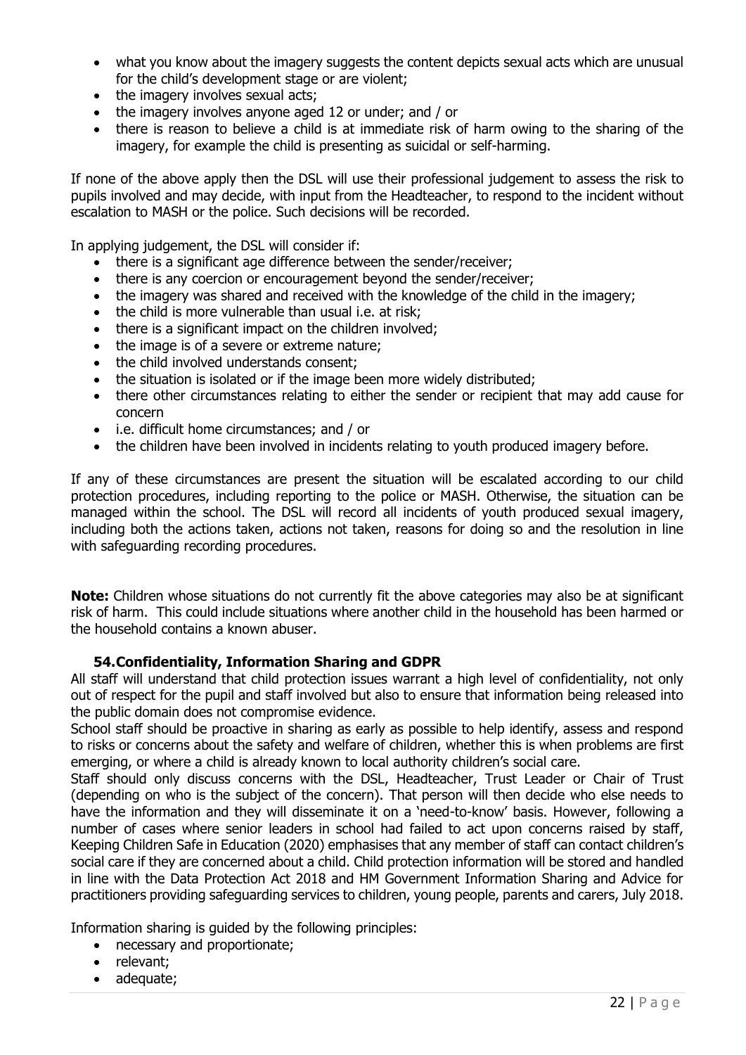- what you know about the imagery suggests the content depicts sexual acts which are unusual for the child's development stage or are violent;
- the imagery involves sexual acts;
- the imagery involves anyone aged 12 or under; and / or
- there is reason to believe a child is at immediate risk of harm owing to the sharing of the imagery, for example the child is presenting as suicidal or self-harming.

If none of the above apply then the DSL will use their professional judgement to assess the risk to pupils involved and may decide, with input from the Headteacher, to respond to the incident without escalation to MASH or the police. Such decisions will be recorded.

In applying judgement, the DSL will consider if:

- there is a significant age difference between the sender/receiver;
- there is any coercion or encouragement beyond the sender/receiver;
- the imagery was shared and received with the knowledge of the child in the imagery;
- the child is more vulnerable than usual i.e. at risk;
- there is a significant impact on the children involved;
- the image is of a severe or extreme nature;
- the child involved understands consent;
- the situation is isolated or if the image been more widely distributed;
- there other circumstances relating to either the sender or recipient that may add cause for concern
- i.e. difficult home circumstances; and / or
- the children have been involved in incidents relating to youth produced imagery before.

If any of these circumstances are present the situation will be escalated according to our child protection procedures, including reporting to the police or MASH. Otherwise, the situation can be managed within the school. The DSL will record all incidents of youth produced sexual imagery, including both the actions taken, actions not taken, reasons for doing so and the resolution in line with safeguarding recording procedures.

**Note:** Children whose situations do not currently fit the above categories may also be at significant risk of harm. This could include situations where another child in the household has been harmed or the household contains a known abuser.

### 54. Confidentiality, Information Sharing and GDPR

All staff will understand that child protection issues warrant a high level of confidentiality, not only out of respect for the pupil and staff involved but also to ensure that information being released into the public domain does not compromise evidence.

School staff should be proactive in sharing as early as possible to help identify, assess and respond to risks or concerns about the safety and welfare of children, whether this is when problems are first emerging, or where a child is already known to local authority children's social care.

Staff should only discuss concerns with the DSL, Headteacher, Trust Leader or Chair of Trust (depending on who is the subject of the concern). That person will then decide who else needs to have the information and they will disseminate it on a 'need-to-know' basis. However, following a number of cases where senior leaders in school had failed to act upon concerns raised by staff, Keeping Children Safe in Education (2020) emphasises that any member of staff can contact children's social care if they are concerned about a child. Child protection information will be stored and handled in line with the Data Protection Act 2018 and HM Government Information Sharing and Advice for practitioners providing safeguarding services to children, young people, parents and carers, July 2018.

Information sharing is guided by the following principles:

- necessary and proportionate;
- relevant;
- adequate;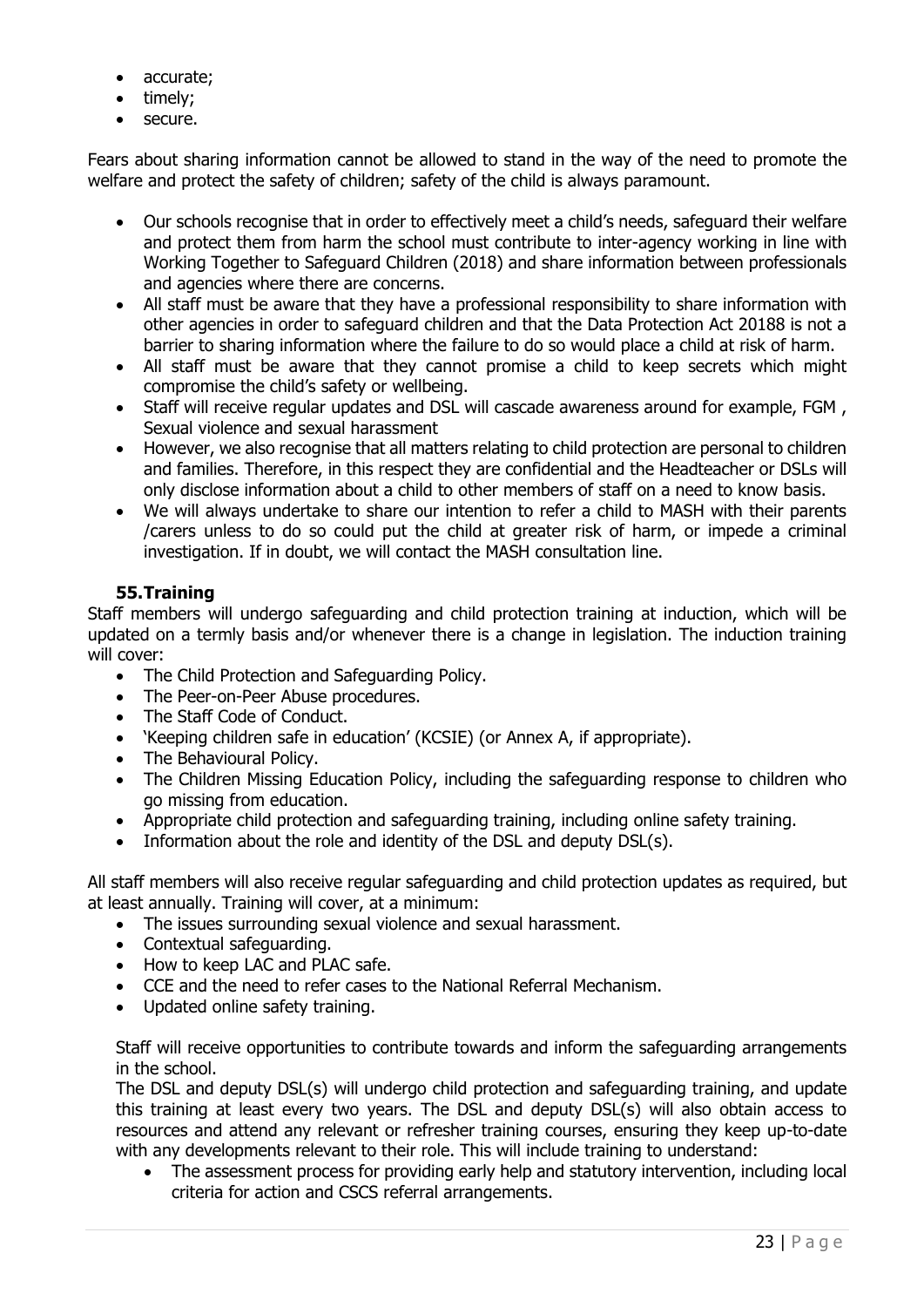- accurate;
- timely;
- secure.

Fears about sharing information cannot be allowed to stand in the way of the need to promote the welfare and protect the safety of children; safety of the child is always paramount.

- Our schools recognise that in order to effectively meet a child's needs, safeguard their welfare and protect them from harm the school must contribute to inter-agency working in line with Working Together to Safeguard Children (2018) and share information between professionals and agencies where there are concerns.
- All staff must be aware that they have a professional responsibility to share information with other agencies in order to safeguard children and that the Data Protection Act 20188 is not a barrier to sharing information where the failure to do so would place a child at risk of harm.
- All staff must be aware that they cannot promise a child to keep secrets which might compromise the child's safety or wellbeing.
- Staff will receive regular updates and DSL will cascade awareness around for example, FGM , Sexual violence and sexual harassment
- However, we also recognise that all matters relating to child protection are personal to children and families. Therefore, in this respect they are confidential and the Headteacher or DSLs will only disclose information about a child to other members of staff on a need to know basis.
- We will always undertake to share our intention to refer a child to MASH with their parents /carers unless to do so could put the child at greater risk of harm, or impede a criminal investigation. If in doubt, we will contact the MASH consultation line.

## 55. Training

Staff members will undergo safeguarding and child protection training at induction, which will be updated on a termly basis and/or whenever there is a change in legislation. The induction training will cover:

- The Child Protection and Safeguarding Policy.
- The Peer-on-Peer Abuse procedures.
- The Staff Code of Conduct.
- 'Keeping children safe in education' (KCSIE) (or Annex A, if appropriate).
- The Behavioural Policy.
- The Children Missing Education Policy, including the safeguarding response to children who go missing from education.
- Appropriate child protection and safeguarding training, including online safety training.
- Information about the role and identity of the DSL and deputy DSL(s).

All staff members will also receive regular safeguarding and child protection updates as required, but at least annually. Training will cover, at a minimum:

- The issues surrounding sexual violence and sexual harassment.
- Contextual safeguarding.
- How to keep LAC and PLAC safe.
- CCE and the need to refer cases to the National Referral Mechanism.
- Updated online safety training.

Staff will receive opportunities to contribute towards and inform the safeguarding arrangements in the school.

The DSL and deputy DSL(s) will undergo child protection and safeguarding training, and update this training at least every two years. The DSL and deputy DSL(s) will also obtain access to resources and attend any relevant or refresher training courses, ensuring they keep up-to-date with any developments relevant to their role. This will include training to understand:

- The assessment process for providing early help and statutory intervention, including local criteria for action and CSCS referral arrangements.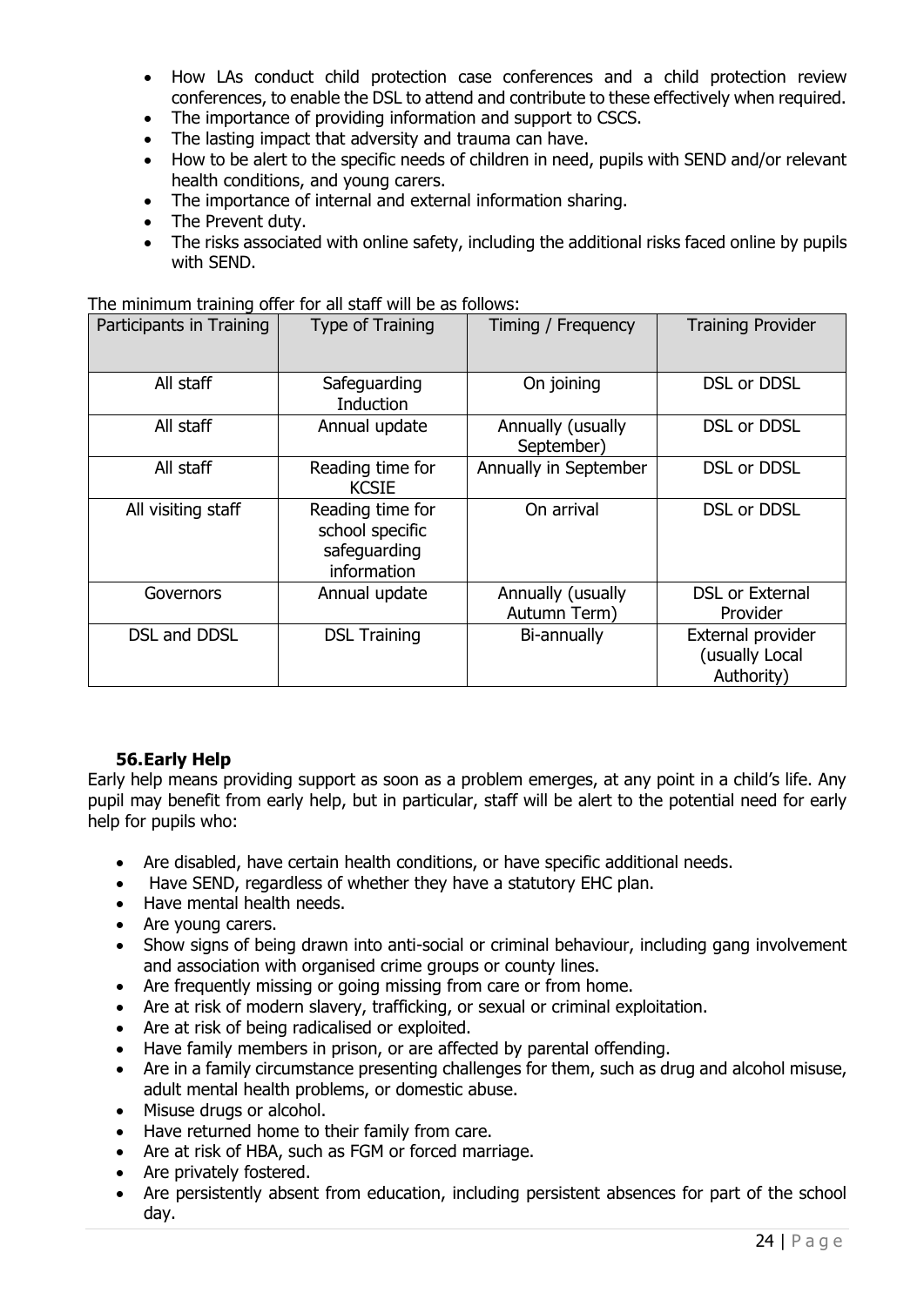- How LAs conduct child protection case conferences and a child protection review conferences, to enable the DSL to attend and contribute to these effectively when required.
- The importance of providing information and support to CSCS.
- The lasting impact that adversity and trauma can have.
- How to be alert to the specific needs of children in need, pupils with SEND and/or relevant health conditions, and young carers.
- The importance of internal and external information sharing.
- The Prevent duty.
- The risks associated with online safety, including the additional risks faced online by pupils with SEND.

The minimum training offer for all staff will be as follows:

| Participants in Training | Type of Training | Timing / Frequency | Training Provider |
|---|---|---|---|
| All staff | Safeguarding Induction | On joining | DSL or DDSL |
| All staff | Annual update | Annually (usually September) | DSL or DDSL |
| All staff | Reading time for KCSIE | Annually in September | DSL or DDSL |
| All visiting staff | Reading time for school specific safeguarding information | On arrival | DSL or DDSL |
| Governors | Annual update | Annually (usually Autumn Term) | DSL or External Provider |
| DSL and DDSL | DSL Training | Bi-annually | External provider (usually Local Authority) |

### 56. Early Help

Early help means providing support as soon as a problem emerges, at any point in a child's life. Any pupil may benefit from early help, but in particular, staff will be alert to the potential need for early help for pupils who:

- Are disabled, have certain health conditions, or have specific additional needs.
- Have SEND, regardless of whether they have a statutory EHC plan.
- Have mental health needs.
- Are young carers.
- Show signs of being drawn into anti-social or criminal behaviour, including gang involvement and association with organised crime groups or county lines.
- Are frequently missing or going missing from care or from home.
- Are at risk of modern slavery, trafficking, or sexual or criminal exploitation.
- Are at risk of being radicalised or exploited.
- Have family members in prison, or are affected by parental offending.
- Are in a family circumstance presenting challenges for them, such as drug and alcohol misuse, adult mental health problems, or domestic abuse.
- Misuse drugs or alcohol.
- Have returned home to their family from care.
- Are at risk of HBA, such as FGM or forced marriage.
- Are privately fostered.
- Are persistently absent from education, including persistent absences for part of the school day.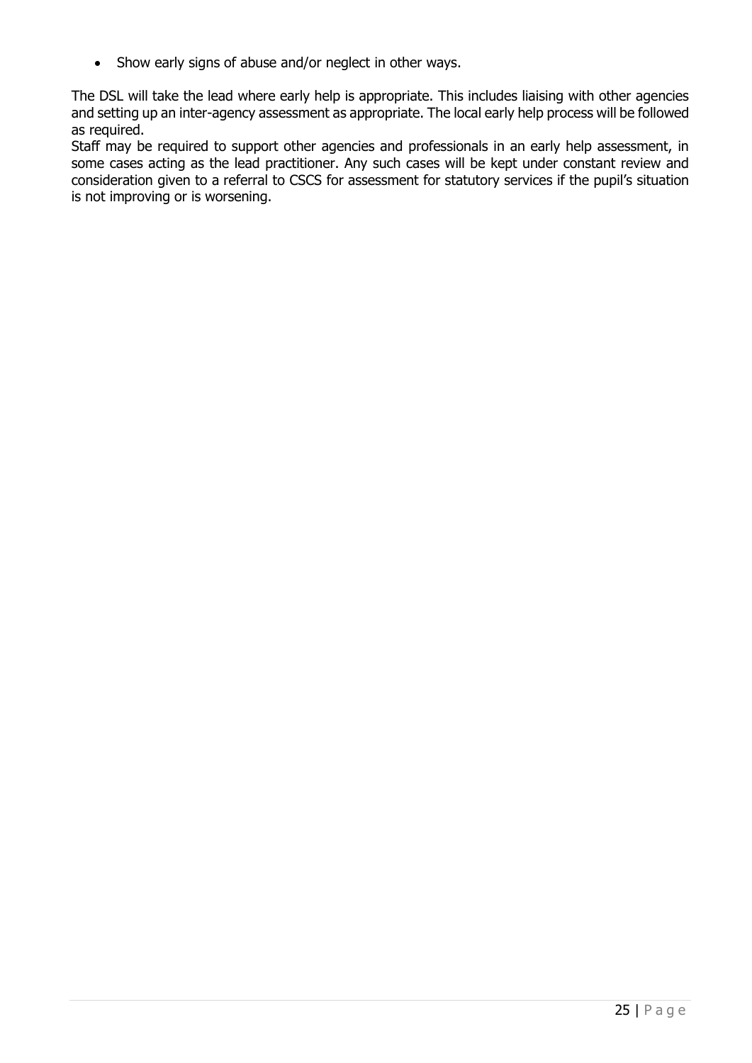- Show early signs of abuse and/or neglect in other ways.

The DSL will take the lead where early help is appropriate. This includes liaising with other agencies and setting up an inter-agency assessment as appropriate. The local early help process will be followed as required.
Staff may be required to support other agencies and professionals in an early help assessment, in some cases acting as the lead practitioner. Any such cases will be kept under constant review and consideration given to a referral to CSCS for assessment for statutory services if the pupil's situation is not improving or is worsening.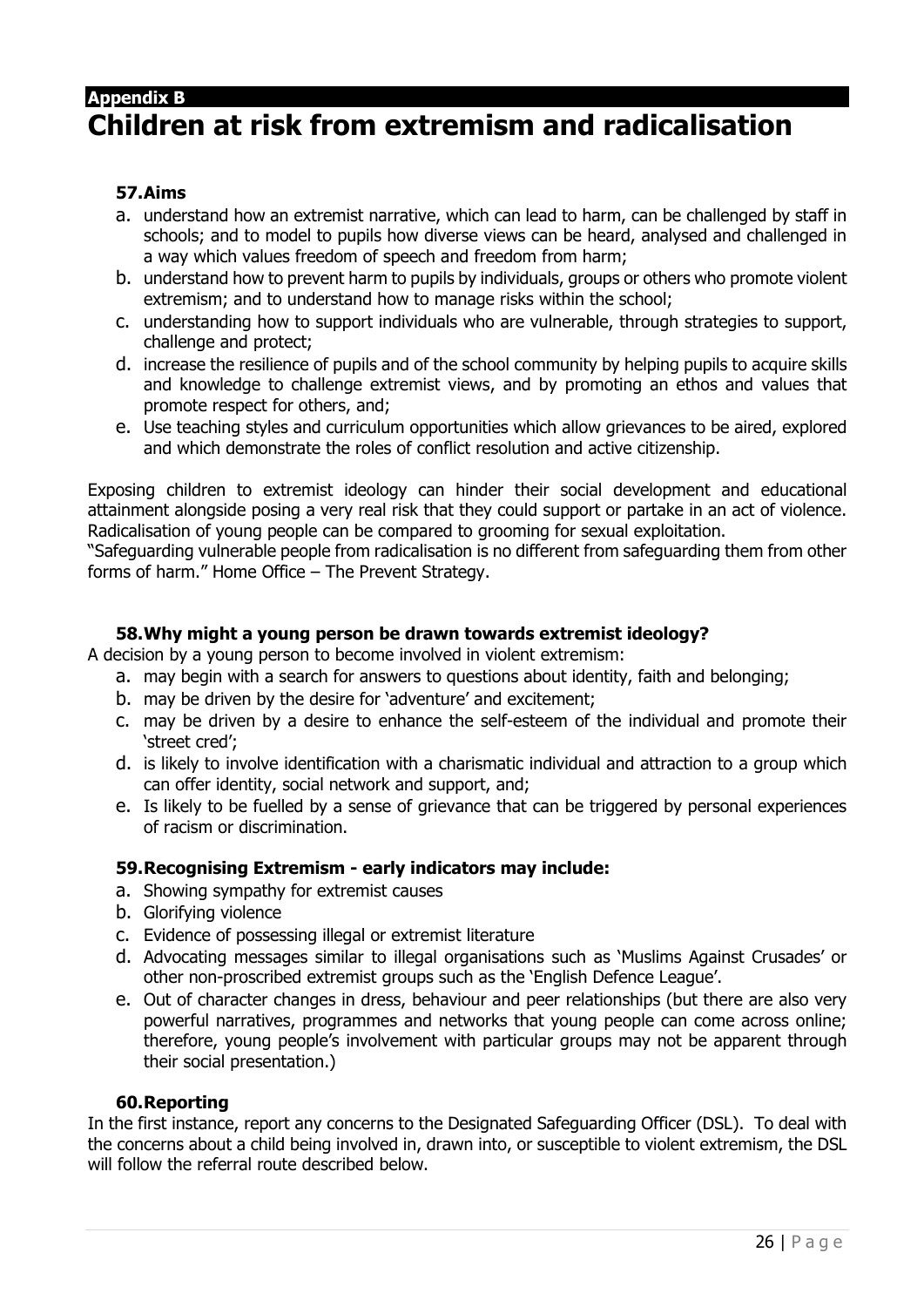## Appendix B

# Children at risk from extremism and radicalisation

### 57. Aims

a. understand how an extremist narrative, which can lead to harm, can be challenged by staff in schools; and to model to pupils how diverse views can be heard, analysed and challenged in a way which values freedom of speech and freedom from harm;
b. understand how to prevent harm to pupils by individuals, groups or others who promote violent extremism; and to understand how to manage risks within the school;
c. understanding how to support individuals who are vulnerable, through strategies to support, challenge and protect;
d. increase the resilience of pupils and of the school community by helping pupils to acquire skills and knowledge to challenge extremist views, and by promoting an ethos and values that promote respect for others, and;
e. Use teaching styles and curriculum opportunities which allow grievances to be aired, explored and which demonstrate the roles of conflict resolution and active citizenship.

Exposing children to extremist ideology can hinder their social development and educational attainment alongside posing a very real risk that they could support or partake in an act of violence. Radicalisation of young people can be compared to grooming for sexual exploitation.
"Safeguarding vulnerable people from radicalisation is no different from safeguarding them from other forms of harm." Home Office – The Prevent Strategy.

### 58. Why might a young person be drawn towards extremist ideology?

A decision by a young person to become involved in violent extremism:

a. may begin with a search for answers to questions about identity, faith and belonging;
b. may be driven by the desire for 'adventure' and excitement;
c. may be driven by a desire to enhance the self-esteem of the individual and promote their 'street cred';
d. is likely to involve identification with a charismatic individual and attraction to a group which can offer identity, social network and support, and;
e. Is likely to be fuelled by a sense of grievance that can be triggered by personal experiences of racism or discrimination.

### 59. Recognising Extremism - early indicators may include:

a. Showing sympathy for extremist causes
b. Glorifying violence
c. Evidence of possessing illegal or extremist literature
d. Advocating messages similar to illegal organisations such as 'Muslims Against Crusades' or other non-proscribed extremist groups such as the 'English Defence League'.
e. Out of character changes in dress, behaviour and peer relationships (but there are also very powerful narratives, programmes and networks that young people can come across online; therefore, young people's involvement with particular groups may not be apparent through their social presentation.)

### 60. Reporting

In the first instance, report any concerns to the Designated Safeguarding Officer (DSL). To deal with the concerns about a child being involved in, drawn into, or susceptible to violent extremism, the DSL will follow the referral route described below.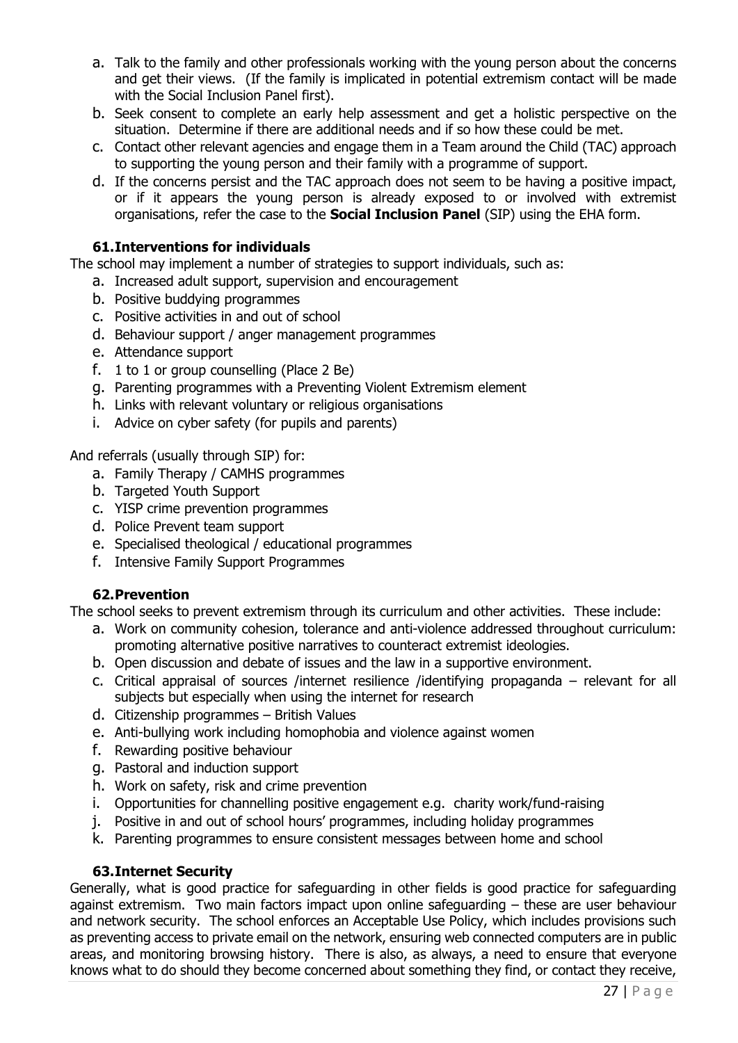a. Talk to the family and other professionals working with the young person about the concerns and get their views. (If the family is implicated in potential extremism contact will be made with the Social Inclusion Panel first).
b. Seek consent to complete an early help assessment and get a holistic perspective on the situation. Determine if there are additional needs and if so how these could be met.
c. Contact other relevant agencies and engage them in a Team around the Child (TAC) approach to supporting the young person and their family with a programme of support.
d. If the concerns persist and the TAC approach does not seem to be having a positive impact, or if it appears the young person is already exposed to or involved with extremist organisations, refer the case to the **Social Inclusion Panel** (SIP) using the EHA form.

### 61. Interventions for individuals

The school may implement a number of strategies to support individuals, such as:

a. Increased adult support, supervision and encouragement
b. Positive buddying programmes
c. Positive activities in and out of school
d. Behaviour support / anger management programmes
e. Attendance support
f. 1 to 1 or group counselling (Place 2 Be)
g. Parenting programmes with a Preventing Violent Extremism element
h. Links with relevant voluntary or religious organisations
i. Advice on cyber safety (for pupils and parents)

And referrals (usually through SIP) for:

a. Family Therapy / CAMHS programmes
b. Targeted Youth Support
c. YISP crime prevention programmes
d. Police Prevent team support
e. Specialised theological / educational programmes
f. Intensive Family Support Programmes

### 62. Prevention

The school seeks to prevent extremism through its curriculum and other activities. These include:

a. Work on community cohesion, tolerance and anti-violence addressed throughout curriculum: promoting alternative positive narratives to counteract extremist ideologies.
b. Open discussion and debate of issues and the law in a supportive environment.
c. Critical appraisal of sources /internet resilience /identifying propaganda – relevant for all subjects but especially when using the internet for research
d. Citizenship programmes – British Values
e. Anti-bullying work including homophobia and violence against women
f. Rewarding positive behaviour
g. Pastoral and induction support
h. Work on safety, risk and crime prevention
i. Opportunities for channelling positive engagement e.g. charity work/fund-raising
j. Positive in and out of school hours' programmes, including holiday programmes
k. Parenting programmes to ensure consistent messages between home and school

### 63. Internet Security

Generally, what is good practice for safeguarding in other fields is good practice for safeguarding against extremism. Two main factors impact upon online safeguarding – these are user behaviour and network security. The school enforces an Acceptable Use Policy, which includes provisions such as preventing access to private email on the network, ensuring web connected computers are in public areas, and monitoring browsing history. There is also, as always, a need to ensure that everyone knows what to do should they become concerned about something they find, or contact they receive,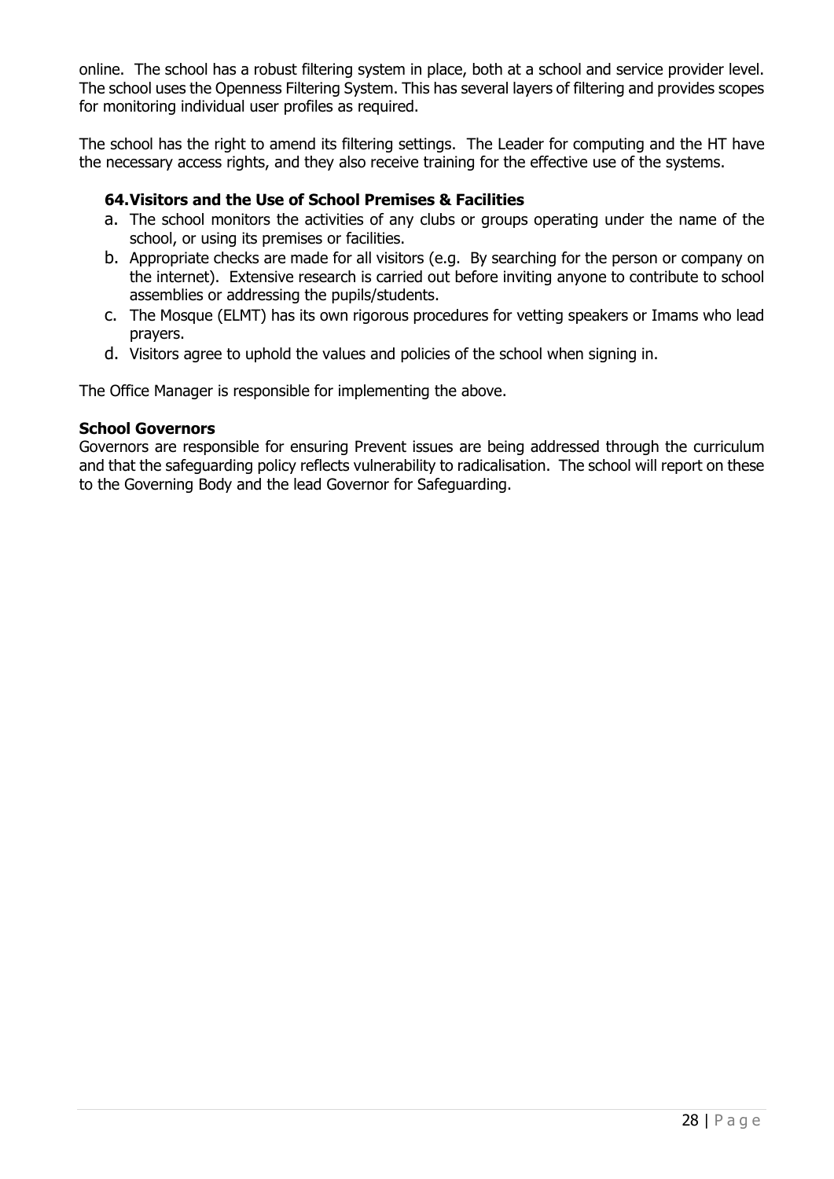online. The school has a robust filtering system in place, both at a school and service provider level. The school uses the Openness Filtering System. This has several layers of filtering and provides scopes for monitoring individual user profiles as required.

The school has the right to amend its filtering settings. The Leader for computing and the HT have the necessary access rights, and they also receive training for the effective use of the systems.

### 64. Visitors and the Use of School Premises & Facilities

a. The school monitors the activities of any clubs or groups operating under the name of the school, or using its premises or facilities.
b. Appropriate checks are made for all visitors (e.g. By searching for the person or company on the internet). Extensive research is carried out before inviting anyone to contribute to school assemblies or addressing the pupils/students.
c. The Mosque (ELMT) has its own rigorous procedures for vetting speakers or Imams who lead prayers.
d. Visitors agree to uphold the values and policies of the school when signing in.

The Office Manager is responsible for implementing the above.

**School Governors**

Governors are responsible for ensuring Prevent issues are being addressed through the curriculum and that the safeguarding policy reflects vulnerability to radicalisation. The school will report on these to the Governing Body and the lead Governor for Safeguarding.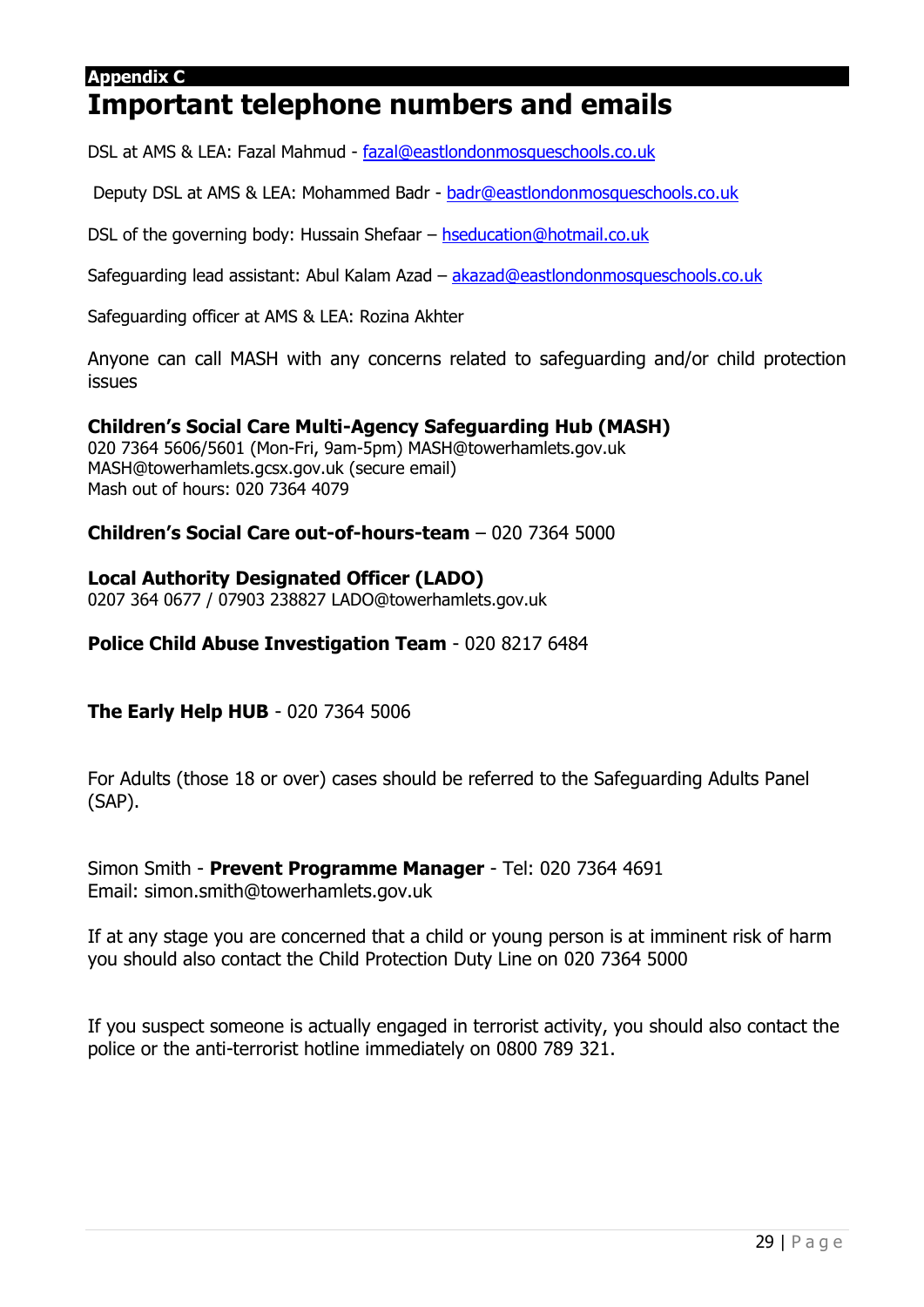**Appendix C**

# Important telephone numbers and emails

DSL at AMS & LEA: Fazal Mahmud - fazal@eastlondonmosqueschools.co.uk

Deputy DSL at AMS & LEA: Mohammed Badr - badr@eastlondonmosqueschools.co.uk

DSL of the governing body: Hussain Shefaar – hseducation@hotmail.co.uk

Safeguarding lead assistant: Abul Kalam Azad – akazad@eastlondonmosqueschools.co.uk

Safeguarding officer at AMS & LEA: Rozina Akhter

Anyone can call MASH with any concerns related to safeguarding and/or child protection issues

**Children's Social Care Multi-Agency Safeguarding Hub (MASH)**
020 7364 5606/5601 (Mon-Fri, 9am-5pm) MASH@towerhamlets.gov.uk
MASH@towerhamlets.gcsx.gov.uk (secure email)
Mash out of hours: 020 7364 4079

**Children's Social Care out-of-hours-team** – 020 7364 5000

**Local Authority Designated Officer (LADO)**
0207 364 0677 / 07903 238827 LADO@towerhamlets.gov.uk

**Police Child Abuse Investigation Team** - 020 8217 6484

**The Early Help HUB** - 020 7364 5006

For Adults (those 18 or over) cases should be referred to the Safeguarding Adults Panel (SAP).

Simon Smith - **Prevent Programme Manager** - Tel: 020 7364 4691
Email: simon.smith@towerhamlets.gov.uk

If at any stage you are concerned that a child or young person is at imminent risk of harm you should also contact the Child Protection Duty Line on 020 7364 5000

If you suspect someone is actually engaged in terrorist activity, you should also contact the police or the anti-terrorist hotline immediately on 0800 789 321.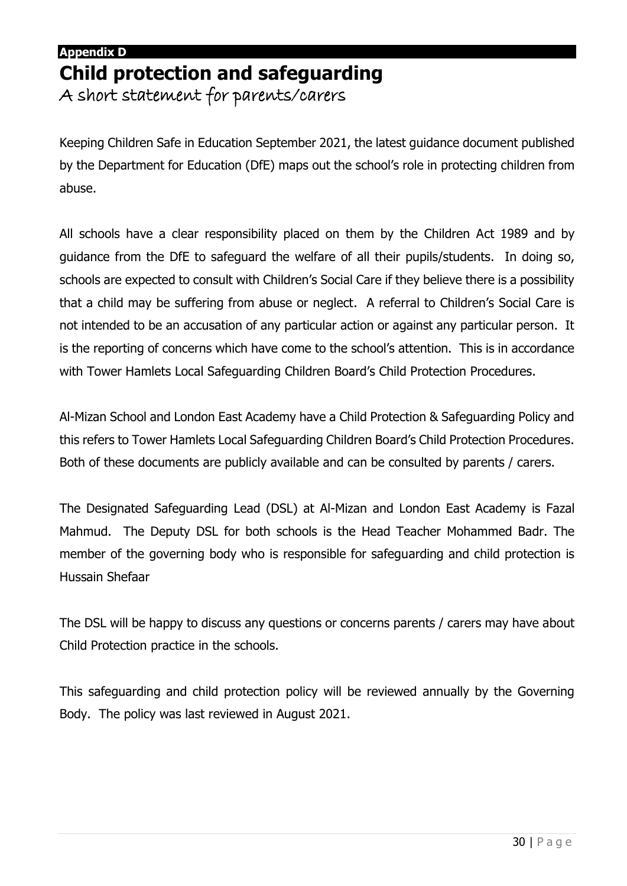**Appendix D**

# Child protection and safeguarding

## A short statement for parents/carers

Keeping Children Safe in Education September 2021, the latest guidance document published by the Department for Education (DfE) maps out the school's role in protecting children from abuse.

All schools have a clear responsibility placed on them by the Children Act 1989 and by guidance from the DfE to safeguard the welfare of all their pupils/students. In doing so, schools are expected to consult with Children's Social Care if they believe there is a possibility that a child may be suffering from abuse or neglect. A referral to Children's Social Care is not intended to be an accusation of any particular action or against any particular person. It is the reporting of concerns which have come to the school's attention. This is in accordance with Tower Hamlets Local Safeguarding Children Board's Child Protection Procedures.

Al-Mizan School and London East Academy have a Child Protection & Safeguarding Policy and this refers to Tower Hamlets Local Safeguarding Children Board's Child Protection Procedures. Both of these documents are publicly available and can be consulted by parents / carers.

The Designated Safeguarding Lead (DSL) at Al-Mizan and London East Academy is Fazal Mahmud. The Deputy DSL for both schools is the Head Teacher Mohammed Badr. The member of the governing body who is responsible for safeguarding and child protection is Hussain Shefaar

The DSL will be happy to discuss any questions or concerns parents / carers may have about Child Protection practice in the schools.

This safeguarding and child protection policy will be reviewed annually by the Governing Body. The policy was last reviewed in August 2021.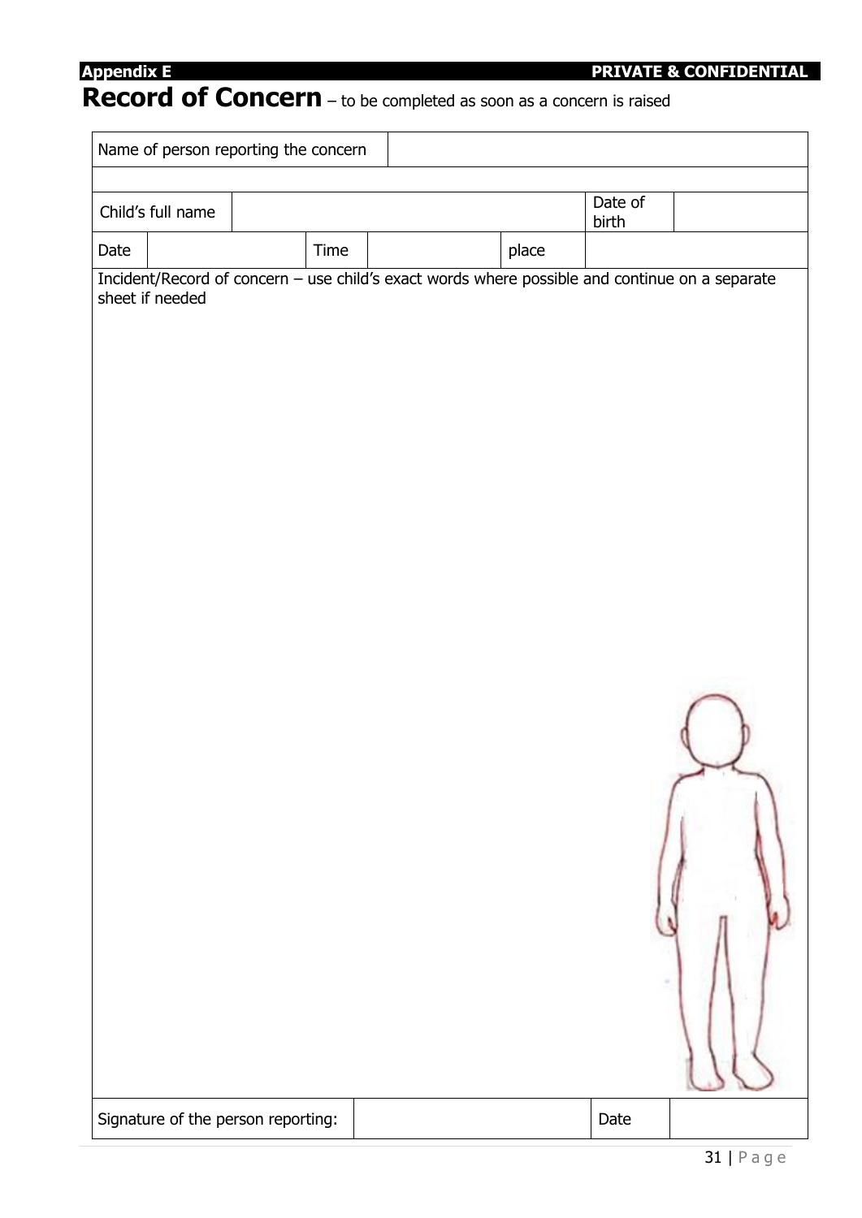**Appendix E** **PRIVATE & CONFIDENTIAL**

# Record of Concern – to be completed as soon as a concern is raised

| Name of person reporting the concern | | | | | |
|---|---|---|---|---|---|
| | | | | | |
| Child's full name | | | | Date of birth | |
| Date | | Time | | place | |

Incident/Record of concern – use child's exact words where possible and continue on a separate sheet if needed

| Signature of the person reporting: | | Date | |
|---|---|---|---|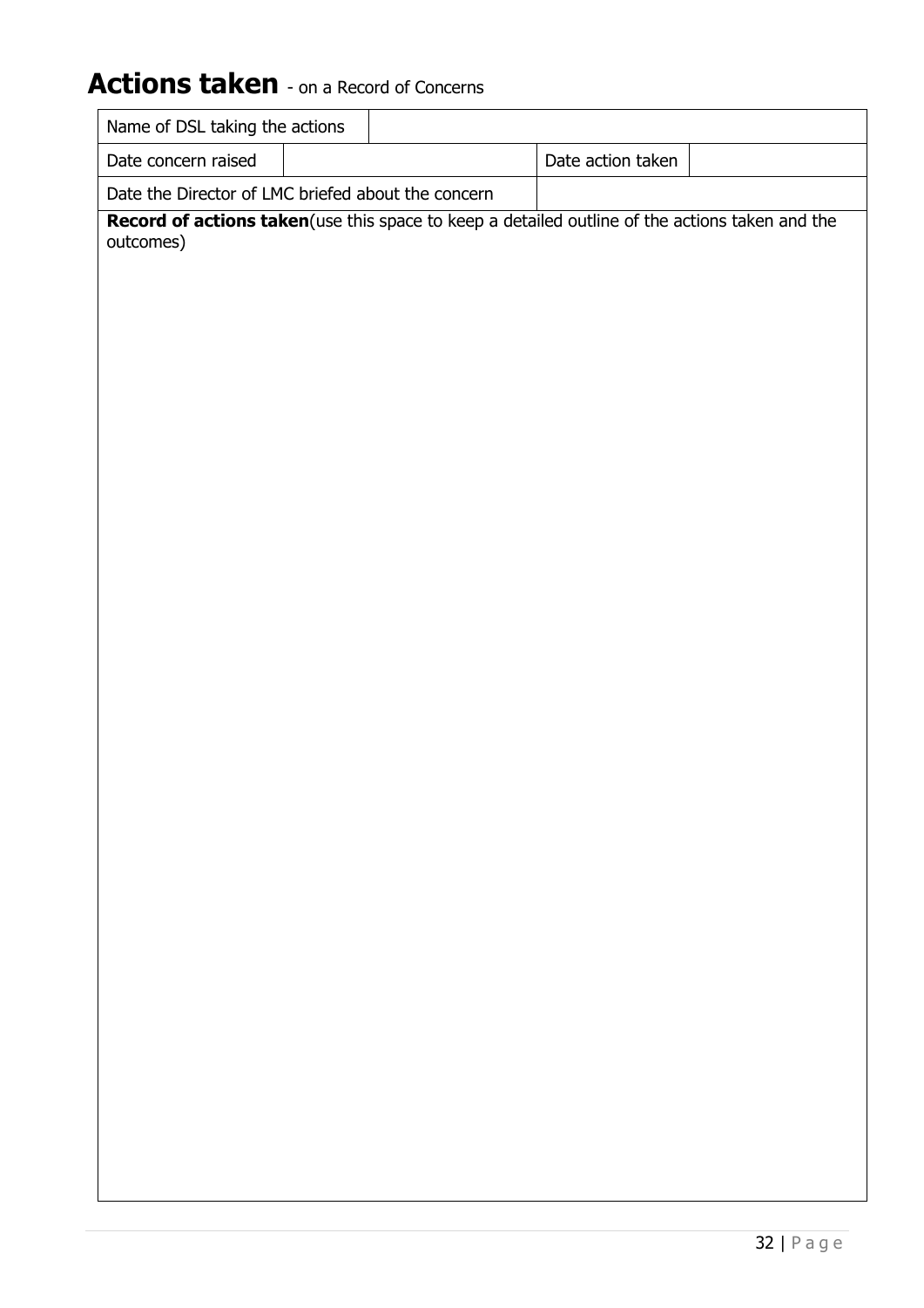# **Actions taken** - on a Record of Concerns

| Name of DSL taking the actions | | | |
|---|---|---|---|
| Date concern raised | | Date action taken | |
| Date the Director of LMC briefed about the concern | | | |

**Record of actions taken**(use this space to keep a detailed outline of the actions taken and the outcomes)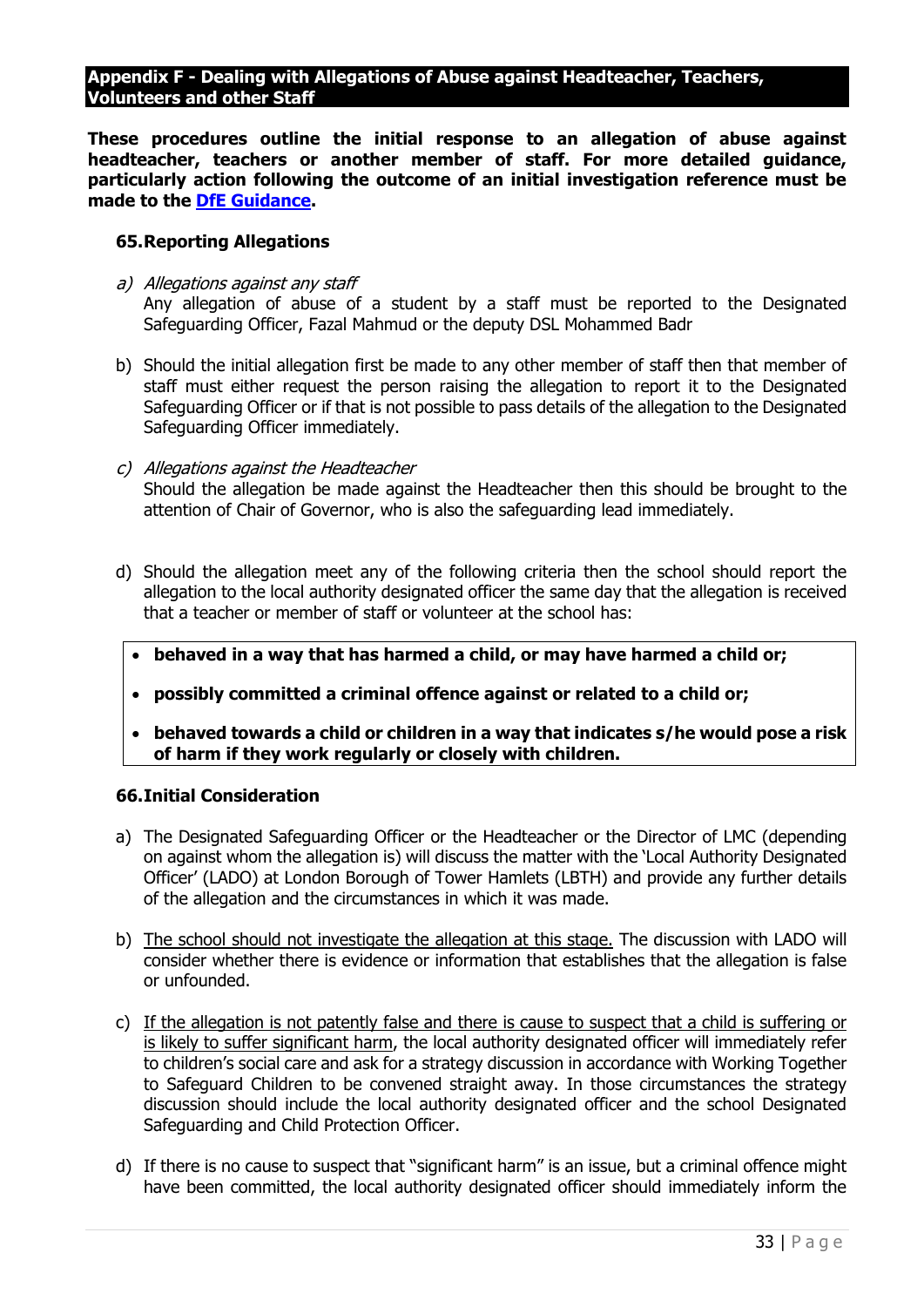## Appendix F - Dealing with Allegations of Abuse against Headteacher, Teachers, Volunteers and other Staff

**These procedures outline the initial response to an allegation of abuse against headteacher, teachers or another member of staff. For more detailed guidance, particularly action following the outcome of an initial investigation reference must be made to the [DfE Guidance](#).**

### 65. Reporting Allegations

a) *Allegations against any staff*
Any allegation of abuse of a student by a staff must be reported to the Designated Safeguarding Officer, Fazal Mahmud or the deputy DSL Mohammed Badr

b) Should the initial allegation first be made to any other member of staff then that member of staff must either request the person raising the allegation to report it to the Designated Safeguarding Officer or if that is not possible to pass details of the allegation to the Designated Safeguarding Officer immediately.

c) *Allegations against the Headteacher*
Should the allegation be made against the Headteacher then this should be brought to the attention of Chair of Governor, who is also the safeguarding lead immediately.

d) Should the allegation meet any of the following criteria then the school should report the allegation to the local authority designated officer the same day that the allegation is received that a teacher or member of staff or volunteer at the school has:

- **behaved in a way that has harmed a child, or may have harmed a child or;**
- **possibly committed a criminal offence against or related to a child or;**
- **behaved towards a child or children in a way that indicates s/he would pose a risk of harm if they work regularly or closely with children.**

### 66. Initial Consideration

a) The Designated Safeguarding Officer or the Headteacher or the Director of LMC (depending on against whom the allegation is) will discuss the matter with the 'Local Authority Designated Officer' (LADO) at London Borough of Tower Hamlets (LBTH) and provide any further details of the allegation and the circumstances in which it was made.

b) <u>The school should not investigate the allegation at this stage.</u> The discussion with LADO will consider whether there is evidence or information that establishes that the allegation is false or unfounded.

c) <u>If the allegation is not patently false and there is cause to suspect that a child is suffering or is likely to suffer significant harm</u>, the local authority designated officer will immediately refer to children's social care and ask for a strategy discussion in accordance with Working Together to Safeguard Children to be convened straight away. In those circumstances the strategy discussion should include the local authority designated officer and the school Designated Safeguarding and Child Protection Officer.

d) If there is no cause to suspect that "significant harm" is an issue, but a criminal offence might have been committed, the local authority designated officer should immediately inform the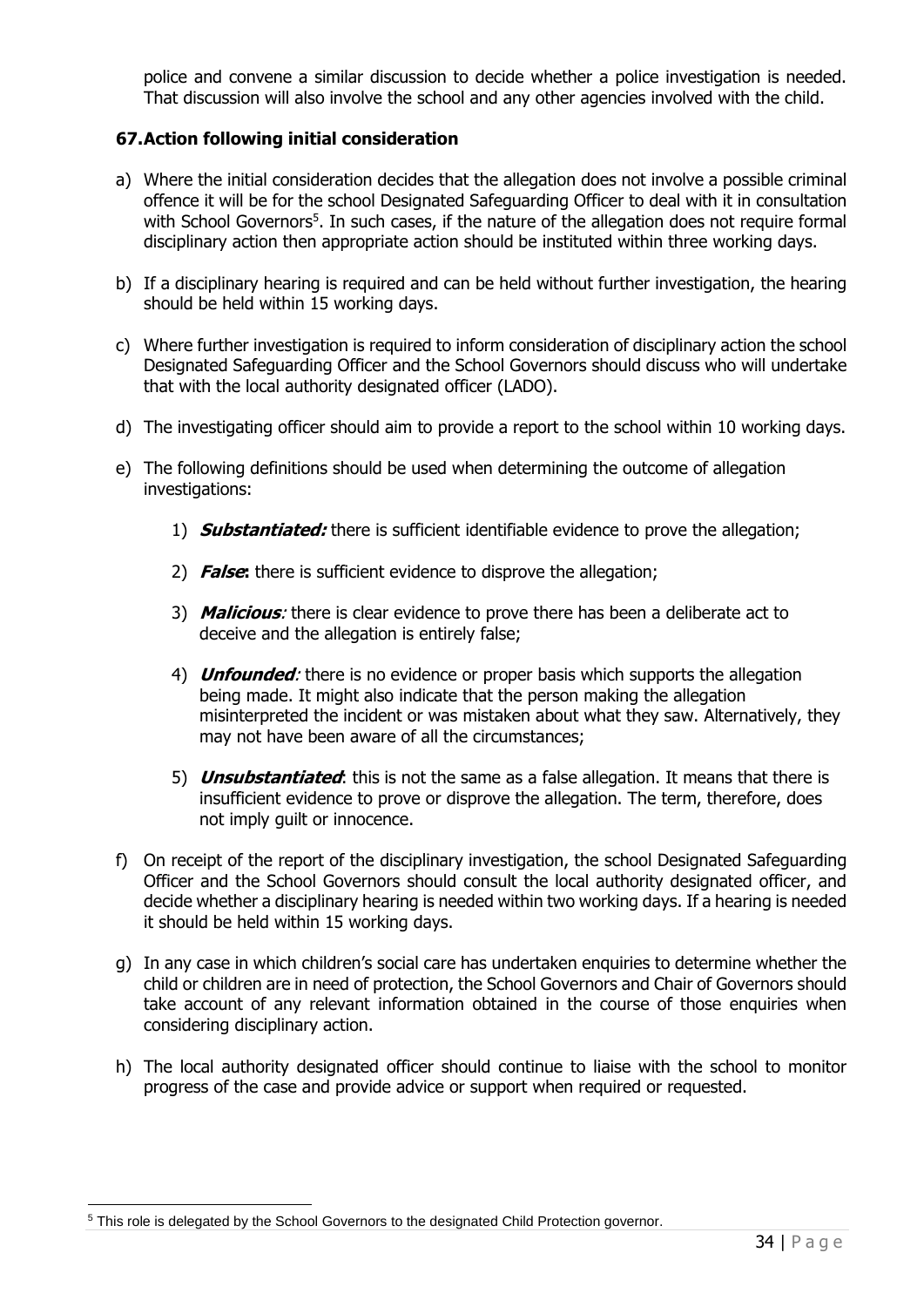police and convene a similar discussion to decide whether a police investigation is needed. That discussion will also involve the school and any other agencies involved with the child.

## 67. Action following initial consideration

a) Where the initial consideration decides that the allegation does not involve a possible criminal offence it will be for the school Designated Safeguarding Officer to deal with it in consultation with School Governors[5]. In such cases, if the nature of the allegation does not require formal disciplinary action then appropriate action should be instituted within three working days.

b) If a disciplinary hearing is required and can be held without further investigation, the hearing should be held within 15 working days.

c) Where further investigation is required to inform consideration of disciplinary action the school Designated Safeguarding Officer and the School Governors should discuss who will undertake that with the local authority designated officer (LADO).

d) The investigating officer should aim to provide a report to the school within 10 working days.

e) The following definitions should be used when determining the outcome of allegation investigations:

   1) ***Substantiated:*** there is sufficient identifiable evidence to prove the allegation;

   2) ***False*:** there is sufficient evidence to disprove the allegation;

   3) ***Malicious****:* there is clear evidence to prove there has been a deliberate act to deceive and the allegation is entirely false;

   4) ***Unfounded****:* there is no evidence or proper basis which supports the allegation being made. It might also indicate that the person making the allegation misinterpreted the incident or was mistaken about what they saw. Alternatively, they may not have been aware of all the circumstances;

   5) ***Unsubstantiated***: this is not the same as a false allegation. It means that there is insufficient evidence to prove or disprove the allegation. The term, therefore, does not imply guilt or innocence.

f) On receipt of the report of the disciplinary investigation, the school Designated Safeguarding Officer and the School Governors should consult the local authority designated officer, and decide whether a disciplinary hearing is needed within two working days. If a hearing is needed it should be held within 15 working days.

g) In any case in which children's social care has undertaken enquiries to determine whether the child or children are in need of protection, the School Governors and Chair of Governors should take account of any relevant information obtained in the course of those enquiries when considering disciplinary action.

h) The local authority designated officer should continue to liaise with the school to monitor progress of the case and provide advice or support when required or requested.

---

[5] This role is delegated by the School Governors to the designated Child Protection governor.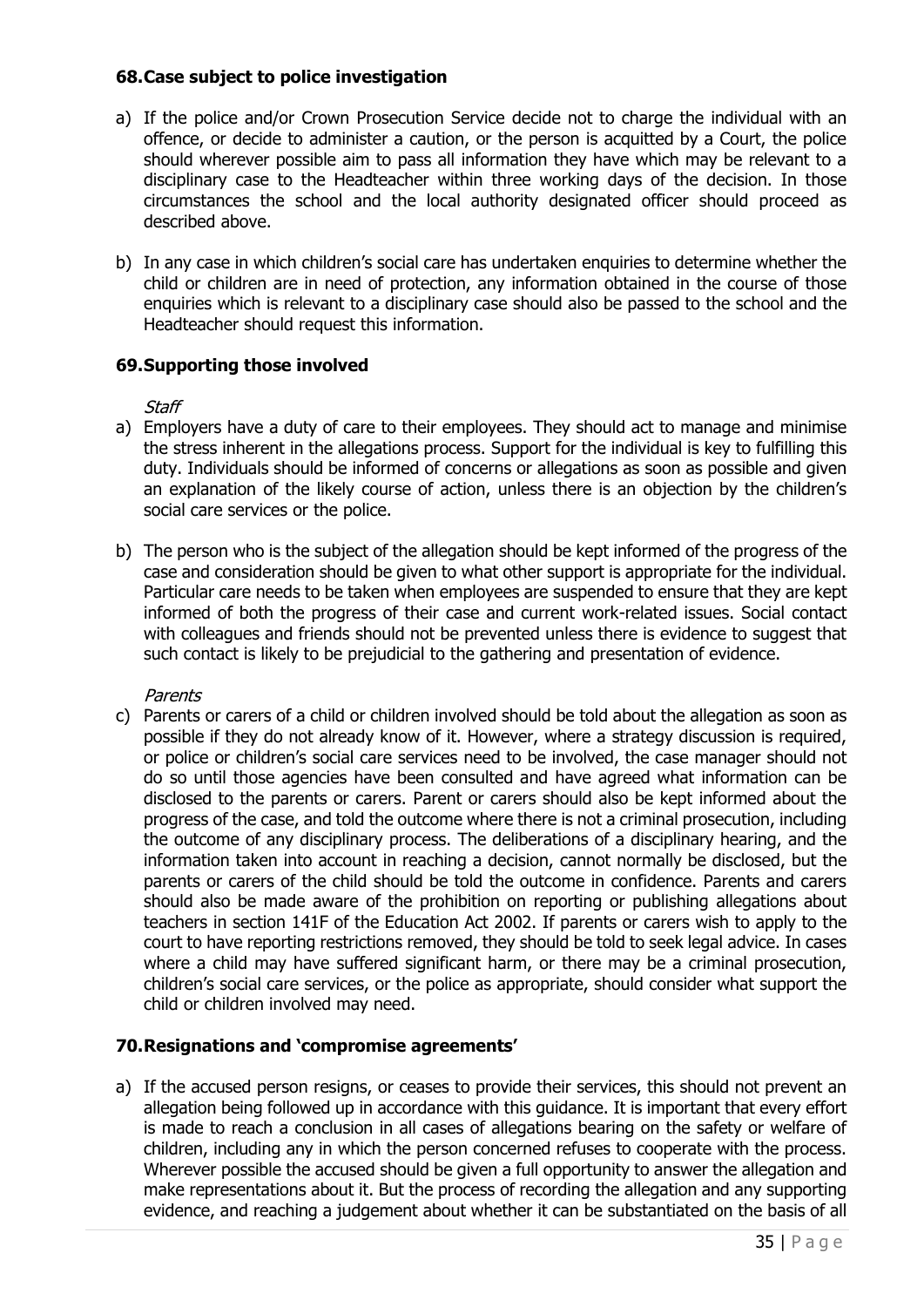## 68. Case subject to police investigation

a) If the police and/or Crown Prosecution Service decide not to charge the individual with an offence, or decide to administer a caution, or the person is acquitted by a Court, the police should wherever possible aim to pass all information they have which may be relevant to a disciplinary case to the Headteacher within three working days of the decision. In those circumstances the school and the local authority designated officer should proceed as described above.

b) In any case in which children's social care has undertaken enquiries to determine whether the child or children are in need of protection, any information obtained in the course of those enquiries which is relevant to a disciplinary case should also be passed to the school and the Headteacher should request this information.

## 69. Supporting those involved

*Staff*

a) Employers have a duty of care to their employees. They should act to manage and minimise the stress inherent in the allegations process. Support for the individual is key to fulfilling this duty. Individuals should be informed of concerns or allegations as soon as possible and given an explanation of the likely course of action, unless there is an objection by the children's social care services or the police.

b) The person who is the subject of the allegation should be kept informed of the progress of the case and consideration should be given to what other support is appropriate for the individual. Particular care needs to be taken when employees are suspended to ensure that they are kept informed of both the progress of their case and current work-related issues. Social contact with colleagues and friends should not be prevented unless there is evidence to suggest that such contact is likely to be prejudicial to the gathering and presentation of evidence.

*Parents*

c) Parents or carers of a child or children involved should be told about the allegation as soon as possible if they do not already know of it. However, where a strategy discussion is required, or police or children's social care services need to be involved, the case manager should not do so until those agencies have been consulted and have agreed what information can be disclosed to the parents or carers. Parent or carers should also be kept informed about the progress of the case, and told the outcome where there is not a criminal prosecution, including the outcome of any disciplinary process. The deliberations of a disciplinary hearing, and the information taken into account in reaching a decision, cannot normally be disclosed, but the parents or carers of the child should be told the outcome in confidence. Parents and carers should also be made aware of the prohibition on reporting or publishing allegations about teachers in section 141F of the Education Act 2002. If parents or carers wish to apply to the court to have reporting restrictions removed, they should be told to seek legal advice. In cases where a child may have suffered significant harm, or there may be a criminal prosecution, children's social care services, or the police as appropriate, should consider what support the child or children involved may need.

## 70. Resignations and 'compromise agreements'

a) If the accused person resigns, or ceases to provide their services, this should not prevent an allegation being followed up in accordance with this guidance. It is important that every effort is made to reach a conclusion in all cases of allegations bearing on the safety or welfare of children, including any in which the person concerned refuses to cooperate with the process. Wherever possible the accused should be given a full opportunity to answer the allegation and make representations about it. But the process of recording the allegation and any supporting evidence, and reaching a judgement about whether it can be substantiated on the basis of all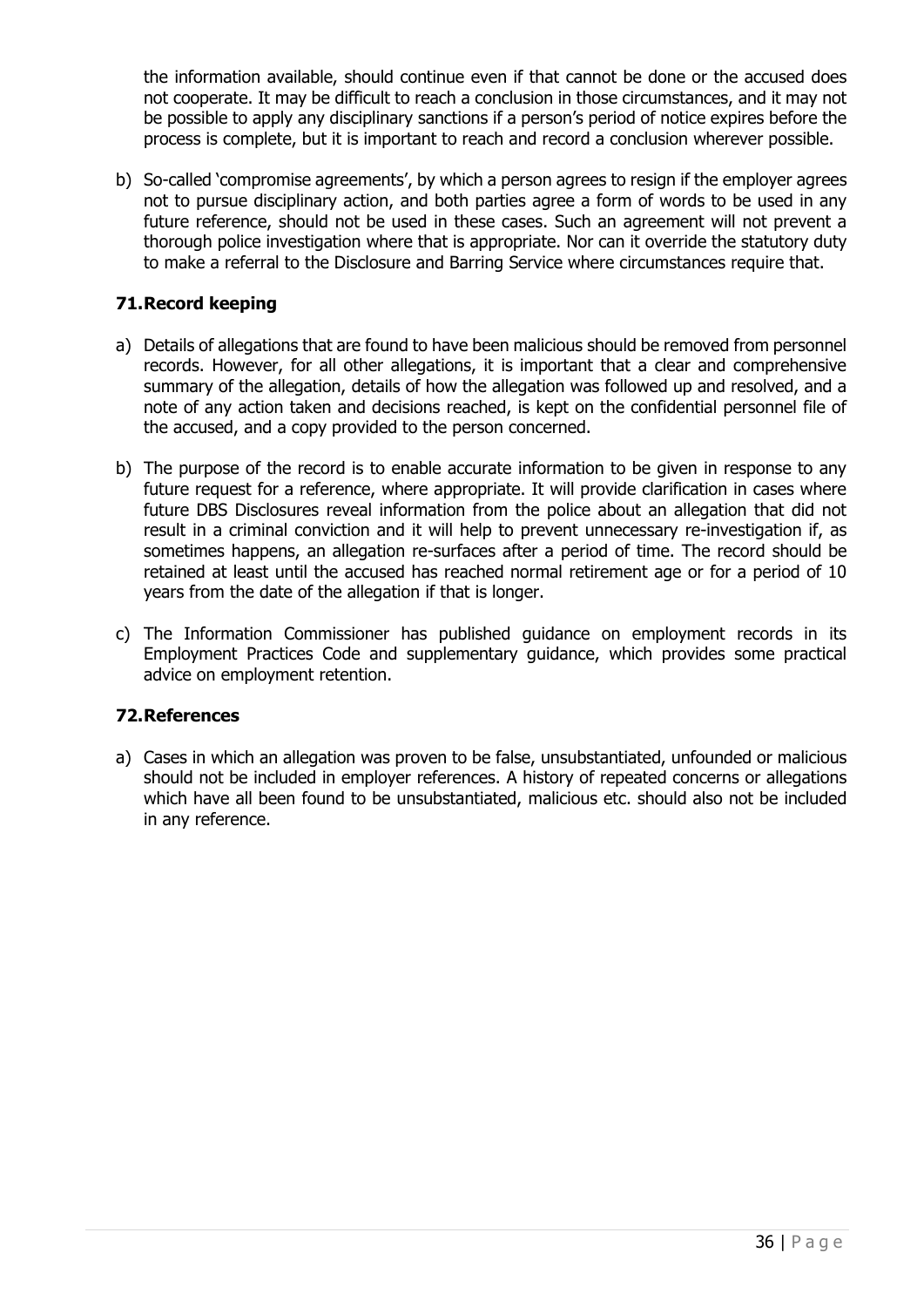the information available, should continue even if that cannot be done or the accused does not cooperate. It may be difficult to reach a conclusion in those circumstances, and it may not be possible to apply any disciplinary sanctions if a person's period of notice expires before the process is complete, but it is important to reach and record a conclusion wherever possible.

b) So-called 'compromise agreements', by which a person agrees to resign if the employer agrees not to pursue disciplinary action, and both parties agree a form of words to be used in any future reference, should not be used in these cases. Such an agreement will not prevent a thorough police investigation where that is appropriate. Nor can it override the statutory duty to make a referral to the Disclosure and Barring Service where circumstances require that.

### 71. Record keeping

a) Details of allegations that are found to have been malicious should be removed from personnel records. However, for all other allegations, it is important that a clear and comprehensive summary of the allegation, details of how the allegation was followed up and resolved, and a note of any action taken and decisions reached, is kept on the confidential personnel file of the accused, and a copy provided to the person concerned.

b) The purpose of the record is to enable accurate information to be given in response to any future request for a reference, where appropriate. It will provide clarification in cases where future DBS Disclosures reveal information from the police about an allegation that did not result in a criminal conviction and it will help to prevent unnecessary re-investigation if, as sometimes happens, an allegation re-surfaces after a period of time. The record should be retained at least until the accused has reached normal retirement age or for a period of 10 years from the date of the allegation if that is longer.

c) The Information Commissioner has published guidance on employment records in its Employment Practices Code and supplementary guidance, which provides some practical advice on employment retention.

### 72. References

a) Cases in which an allegation was proven to be false, unsubstantiated, unfounded or malicious should not be included in employer references. A history of repeated concerns or allegations which have all been found to be unsubstantiated, malicious etc. should also not be included in any reference.